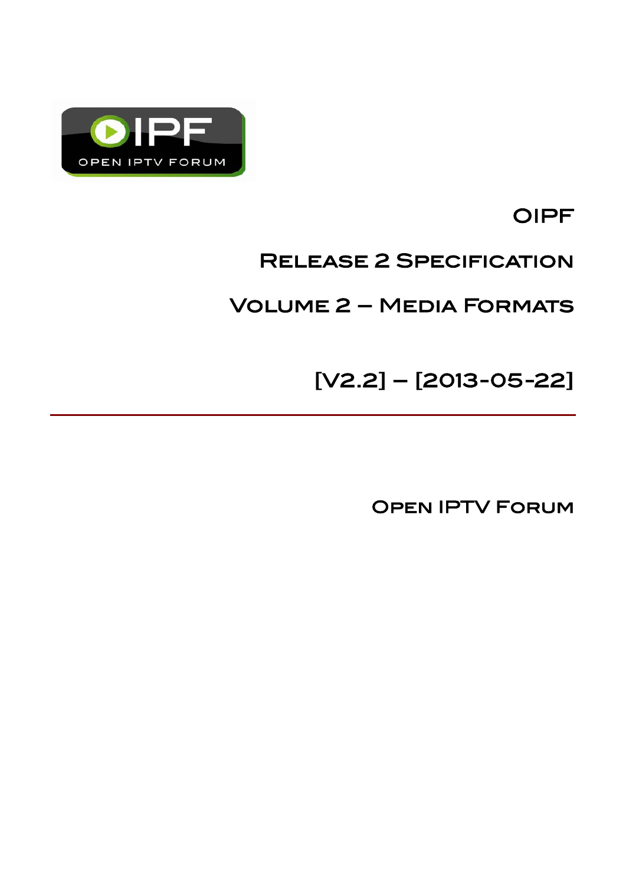# OIPF

## Release 2 Specification

## Volume 2 – Media Formats

[V2.2] – [2013-05-22]

---

Open IPTV Forum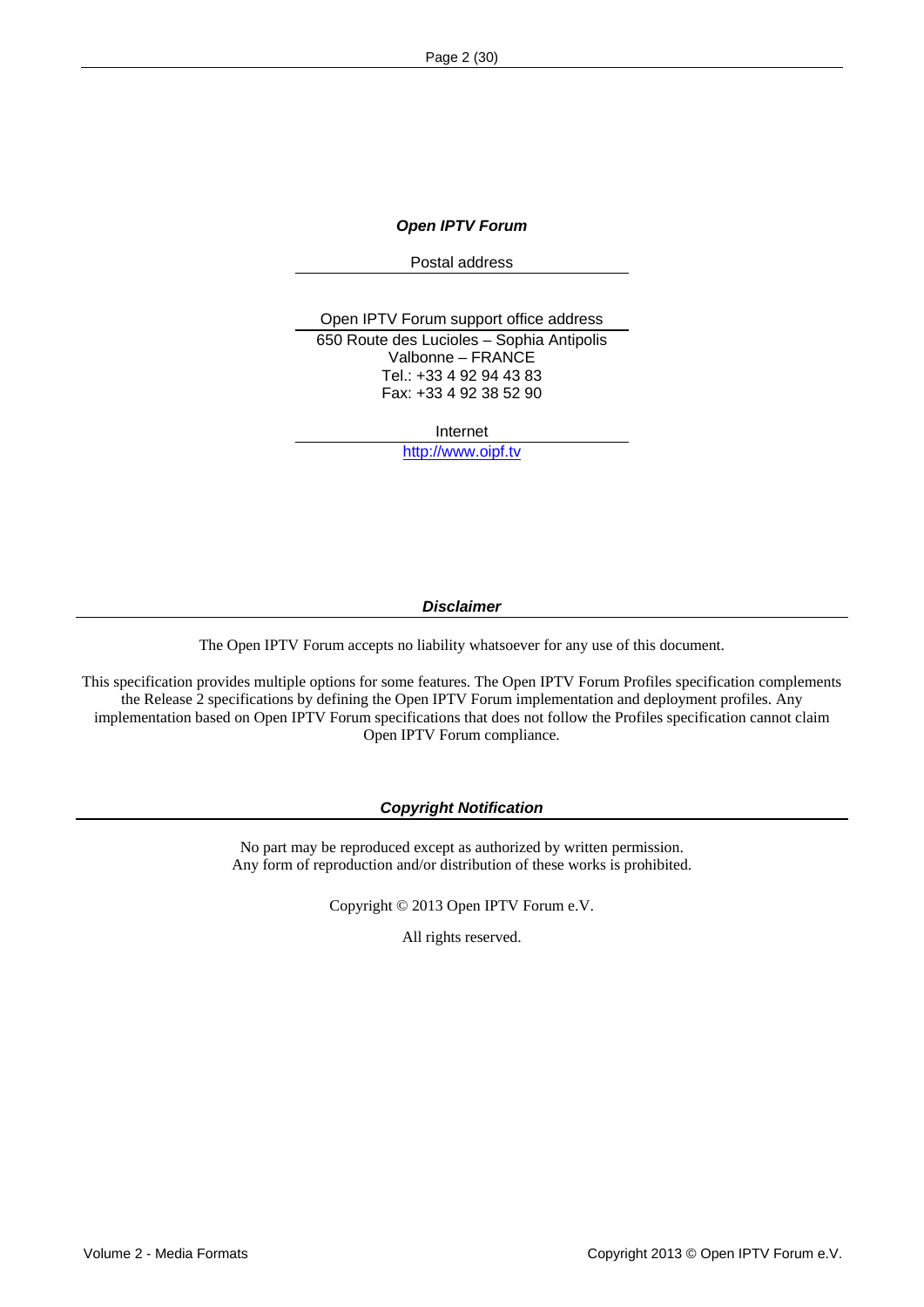***Open IPTV Forum***

Postal address

Open IPTV Forum support office address

650 Route des Lucioles – Sophia Antipolis
Valbonne – FRANCE
Tel.: +33 4 92 94 43 83
Fax: +33 4 92 38 52 90

Internet

http://www.oipf.tv

***Disclaimer***

The Open IPTV Forum accepts no liability whatsoever for any use of this document.

This specification provides multiple options for some features. The Open IPTV Forum Profiles specification complements the Release 2 specifications by defining the Open IPTV Forum implementation and deployment profiles. Any implementation based on Open IPTV Forum specifications that does not follow the Profiles specification cannot claim Open IPTV Forum compliance.

***Copyright Notification***

No part may be reproduced except as authorized by written permission.
Any form of reproduction and/or distribution of these works is prohibited.

Copyright © 2013 Open IPTV Forum e.V.

All rights reserved.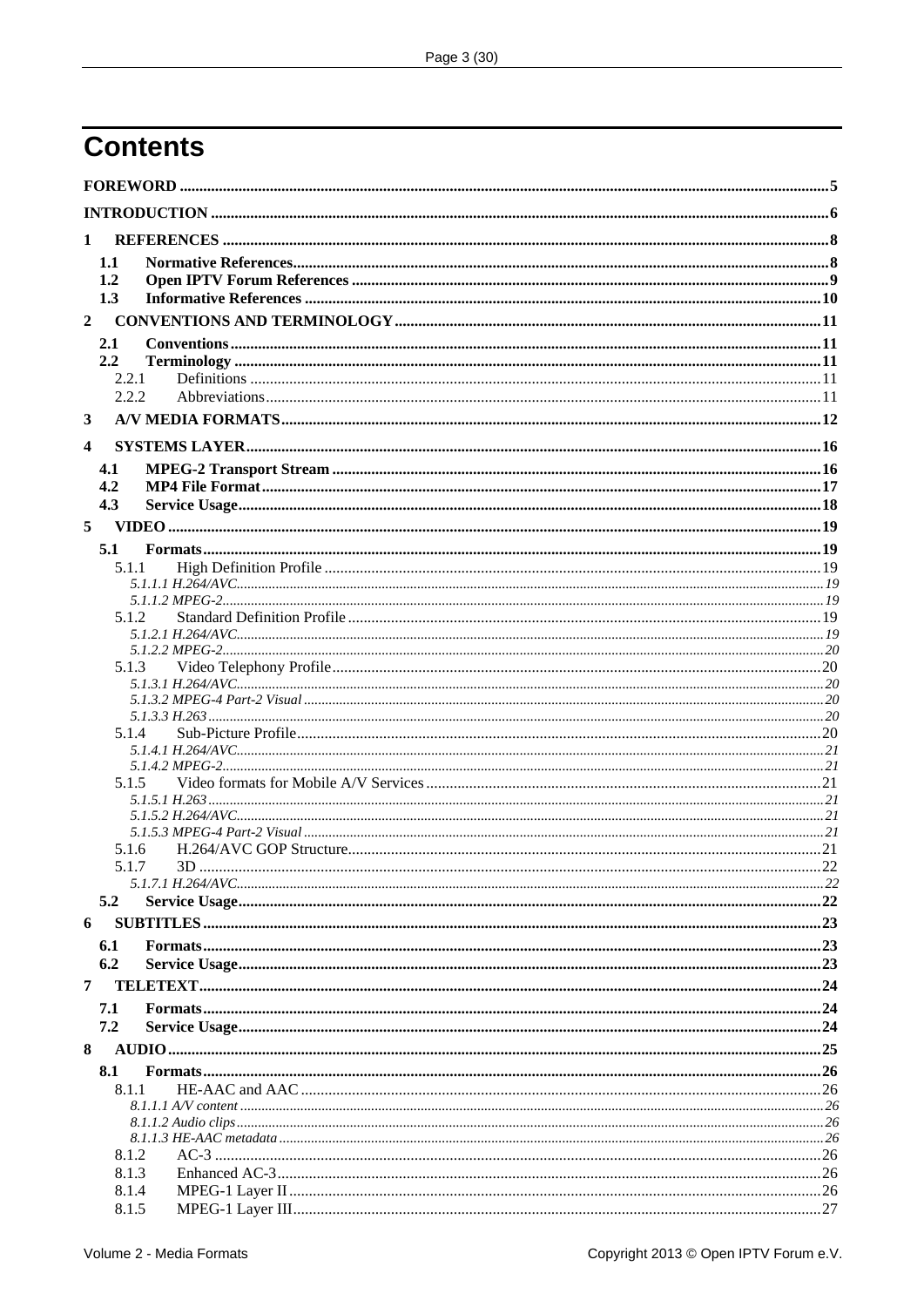# Contents

FOREWORD .......... 5

INTRODUCTION .......... 6

1 REFERENCES .......... 8

- 1.1 Normative References .......... 8
- 1.2 Open IPTV Forum References .......... 9
- 1.3 Informative References .......... 10

2 CONVENTIONS AND TERMINOLOGY .......... 11

- 2.1 Conventions .......... 11
- 2.2 Terminology .......... 11
  - 2.2.1 Definitions .......... 11
  - 2.2.2 Abbreviations .......... 11

3 A/V MEDIA FORMATS .......... 12

4 SYSTEMS LAYER .......... 16

- 4.1 MPEG-2 Transport Stream .......... 16
- 4.2 MP4 File Format .......... 17
- 4.3 Service Usage .......... 18

5 VIDEO .......... 19

- 5.1 Formats .......... 19
  - 5.1.1 High Definition Profile .......... 19
    - 5.1.1.1 H.264/AVC .......... 19
    - 5.1.1.2 MPEG-2 .......... 19
  - 5.1.2 Standard Definition Profile .......... 19
    - 5.1.2.1 H.264/AVC .......... 19
    - 5.1.2.2 MPEG-2 .......... 20
  - 5.1.3 Video Telephony Profile .......... 20
    - 5.1.3.1 H.264/AVC .......... 20
    - 5.1.3.2 MPEG-4 Part-2 Visual .......... 20
    - 5.1.3.3 H.263 .......... 20
  - 5.1.4 Sub-Picture Profile .......... 20
    - 5.1.4.1 H.264/AVC .......... 21
    - 5.1.4.2 MPEG-2 .......... 21
  - 5.1.5 Video formats for Mobile A/V Services .......... 21
    - 5.1.5.1 H.263 .......... 21
    - 5.1.5.2 H.264/AVC .......... 21
    - 5.1.5.3 MPEG-4 Part-2 Visual .......... 21
  - 5.1.6 H.264/AVC GOP Structure .......... 21
  - 5.1.7 3D .......... 22
    - 5.1.7.1 H.264/AVC .......... 22
- 5.2 Service Usage .......... 22

6 SUBTITLES .......... 23

- 6.1 Formats .......... 23
- 6.2 Service Usage .......... 23

7 TELETEXT .......... 24

- 7.1 Formats .......... 24
- 7.2 Service Usage .......... 24

8 AUDIO .......... 25

- 8.1 Formats .......... 26
  - 8.1.1 HE-AAC and AAC .......... 26
    - 8.1.1.1 A/V content .......... 26
    - 8.1.1.2 Audio clips .......... 26
    - 8.1.1.3 HE-AAC metadata .......... 26
  - 8.1.2 AC-3 .......... 26
  - 8.1.3 Enhanced AC-3 .......... 26
  - 8.1.4 MPEG-1 Layer II .......... 26
  - 8.1.5 MPEG-1 Layer III .......... 27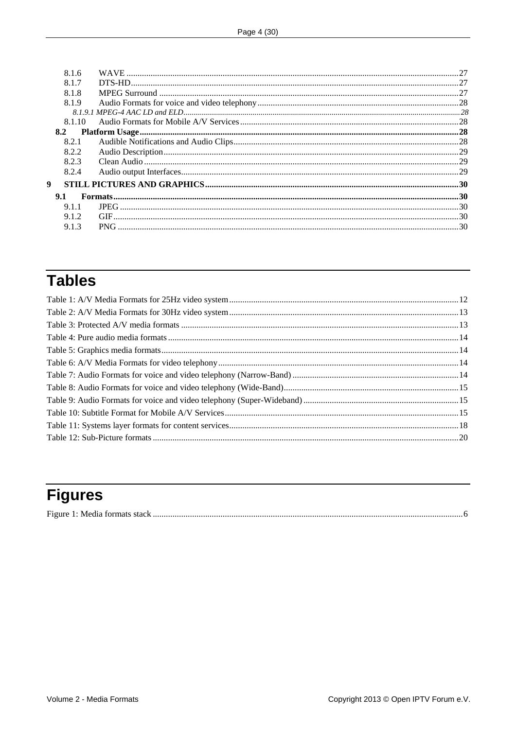8.1.6 WAVE ....................................................................................................................................................27
8.1.7 DTS-HD....................................................................................................................................................27
8.1.8 MPEG Surround ........................................................................................................................................27
8.1.9 Audio Formats for voice and video telephony............................................................................................28
*8.1.9.1 MPEG-4 AAC LD and ELD..........................................................................................................................................28*
8.1.10 Audio Formats for Mobile A/V Services....................................................................................................28
**8.2 Platform Usage.................................................................................................................................................28**
8.2.1 Audible Notifications and Audio Clips.......................................................................................................28
8.2.2 Audio Description.......................................................................................................................................29
8.2.3 Clean Audio................................................................................................................................................29
8.2.4 Audio output Interfaces..............................................................................................................................29
**9 STILL PICTURES AND GRAPHICS...................................................................................................................30**
**9.1 Formats.............................................................................................................................................................30**
9.1.1 JPEG ..........................................................................................................................................................30
9.1.2 GIF.............................................................................................................................................................30
9.1.3 PNG ...........................................................................................................................................................30

# Tables

Table 1: A/V Media Formats for 25Hz video system........................................................................................................12
Table 2: A/V Media Formats for 30Hz video system........................................................................................................13
Table 3: Protected A/V media formats ..............................................................................................................................13
Table 4: Pure audio media formats ....................................................................................................................................14
Table 5: Graphics media formats.......................................................................................................................................14
Table 6: A/V Media Formats for video telephony.............................................................................................................14
Table 7: Audio Formats for voice and video telephony (Narrow-Band) ...........................................................................14
Table 8: Audio Formats for voice and video telephony (Wide-Band)...............................................................................15
Table 9: Audio Formats for voice and video telephony (Super-Wideband) ......................................................................15
Table 10: Subtitle Format for Mobile A/V Services..........................................................................................................15
Table 11: Systems layer formats for content services........................................................................................................18
Table 12: Sub-Picture formats ...........................................................................................................................................20

# Figures

Figure 1: Media formats stack ............................................................................................................................................6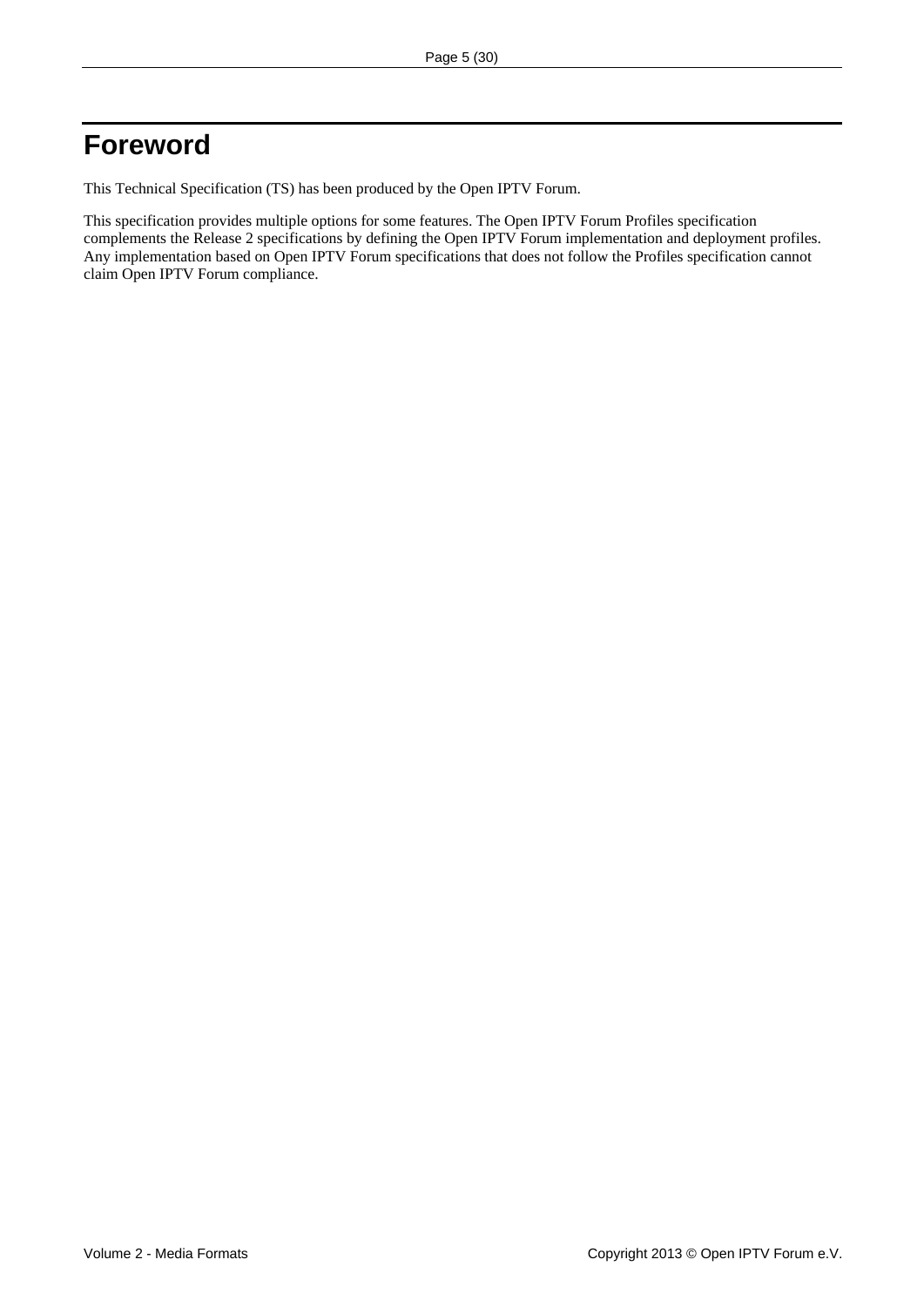# Foreword

This Technical Specification (TS) has been produced by the Open IPTV Forum.

This specification provides multiple options for some features. The Open IPTV Forum Profiles specification complements the Release 2 specifications by defining the Open IPTV Forum implementation and deployment profiles. Any implementation based on Open IPTV Forum specifications that does not follow the Profiles specification cannot claim Open IPTV Forum compliance.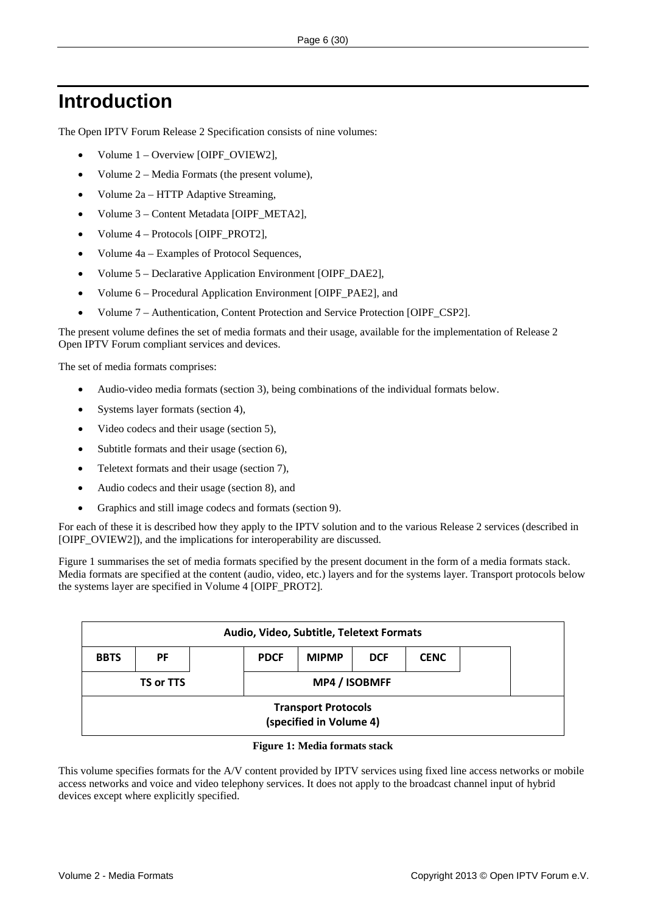# Introduction

The Open IPTV Forum Release 2 Specification consists of nine volumes:

- Volume 1 – Overview [OIPF_OVIEW2],
- Volume 2 – Media Formats (the present volume),
- Volume 2a – HTTP Adaptive Streaming,
- Volume 3 – Content Metadata [OIPF_META2],
- Volume 4 – Protocols [OIPF_PROT2],
- Volume 4a – Examples of Protocol Sequences,
- Volume 5 – Declarative Application Environment [OIPF_DAE2],
- Volume 6 – Procedural Application Environment [OIPF_PAE2], and
- Volume 7 – Authentication, Content Protection and Service Protection [OIPF_CSP2].

The present volume defines the set of media formats and their usage, available for the implementation of Release 2 Open IPTV Forum compliant services and devices.

The set of media formats comprises:

- Audio-video media formats (section 3), being combinations of the individual formats below.
- Systems layer formats (section 4),
- Video codecs and their usage (section 5),
- Subtitle formats and their usage (section 6),
- Teletext formats and their usage (section 7),
- Audio codecs and their usage (section 8), and
- Graphics and still image codecs and formats (section 9).

For each of these it is described how they apply to the IPTV solution and to the various Release 2 services (described in [OIPF_OVIEW2]), and the implications for interoperability are discussed.

Figure 1 summarises the set of media formats specified by the present document in the form of a media formats stack. Media formats are specified at the content (audio, video, etc.) layers and for the systems layer. Transport protocols below the systems layer are specified in Volume 4 [OIPF_PROT2].

| Audio, Video, Subtitle, Teletext Formats | | | | | | | | |
|---|---|---|---|---|---|---|---|---|
| BBTS | PF | | PDCF | MIPMP | DCF | CENC | | |
| TS or TTS | | | MP4 / ISOBMFF | | | | | |
| Transport Protocols (specified in Volume 4) | | | | | | | | |

**Figure 1: Media formats stack**

This volume specifies formats for the A/V content provided by IPTV services using fixed line access networks or mobile access networks and voice and video telephony services. It does not apply to the broadcast channel input of hybrid devices except where explicitly specified.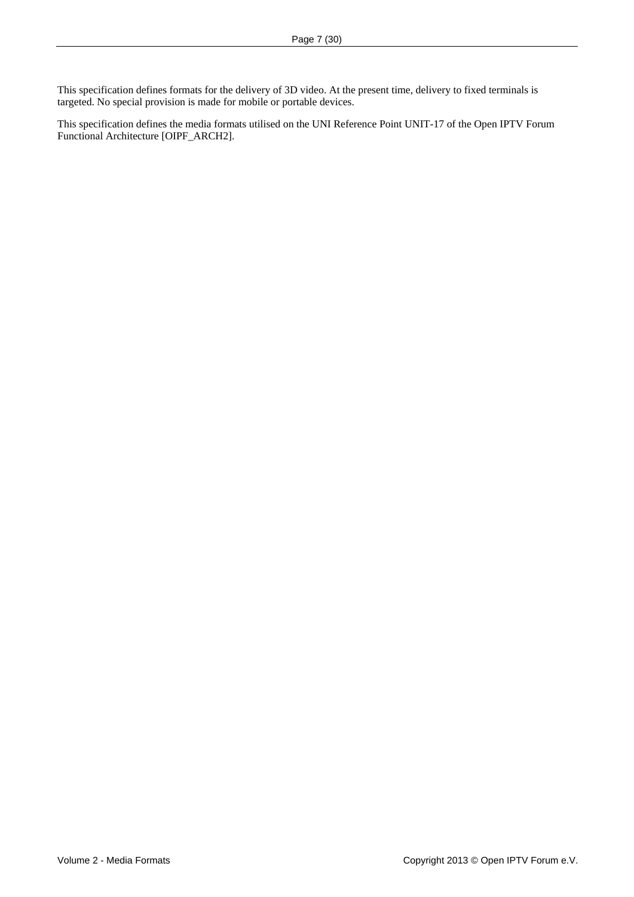This specification defines formats for the delivery of 3D video. At the present time, delivery to fixed terminals is targeted. No special provision is made for mobile or portable devices.

This specification defines the media formats utilised on the UNI Reference Point UNIT-17 of the Open IPTV Forum Functional Architecture [OIPF_ARCH2].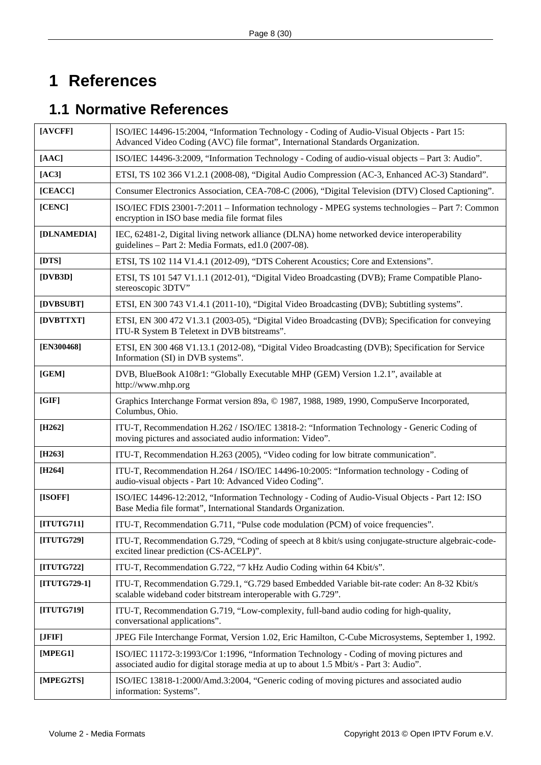# 1 References

## 1.1 Normative References

| | |
|---|---|
| **[AVCFF]** | ISO/IEC 14496-15:2004, “Information Technology - Coding of Audio-Visual Objects - Part 15: Advanced Video Coding (AVC) file format”, International Standards Organization. |
| **[AAC]** | ISO/IEC 14496-3:2009, “Information Technology - Coding of audio-visual objects – Part 3: Audio”. |
| **[AC3]** | ETSI, TS 102 366 V1.2.1 (2008-08), “Digital Audio Compression (AC-3, Enhanced AC-3) Standard”. |
| **[CEACC]** | Consumer Electronics Association, CEA-708-C (2006), “Digital Television (DTV) Closed Captioning”. |
| **[CENC]** | ISO/IEC FDIS 23001-7:2011 – Information technology - MPEG systems technologies – Part 7: Common encryption in ISO base media file format files |
| **[DLNAMEDIA]** | IEC, 62481-2, Digital living network alliance (DLNA) home networked device interoperability guidelines – Part 2: Media Formats, ed1.0 (2007-08). |
| **[DTS]** | ETSI, TS 102 114 V1.4.1 (2012-09), “DTS Coherent Acoustics; Core and Extensions”. |
| **[DVB3D]** | ETSI, TS 101 547 V1.1.1 (2012-01), “Digital Video Broadcasting (DVB); Frame Compatible Plano-stereoscopic 3DTV” |
| **[DVBSUBT]** | ETSI, EN 300 743 V1.4.1 (2011-10), “Digital Video Broadcasting (DVB); Subtitling systems”. |
| **[DVBTTXT]** | ETSI, EN 300 472 V1.3.1 (2003-05), “Digital Video Broadcasting (DVB); Specification for conveying ITU-R System B Teletext in DVB bitstreams”. |
| **[EN300468]** | ETSI, EN 300 468 V1.13.1 (2012-08), “Digital Video Broadcasting (DVB); Specification for Service Information (SI) in DVB systems”. |
| **[GEM]** | DVB, BlueBook A108r1: “Globally Executable MHP (GEM) Version 1.2.1”, available at http://www.mhp.org |
| **[GIF]** | Graphics Interchange Format version 89a, © 1987, 1988, 1989, 1990, CompuServe Incorporated, Columbus, Ohio. |
| **[H262]** | ITU-T, Recommendation H.262 / ISO/IEC 13818-2: “Information Technology - Generic Coding of moving pictures and associated audio information: Video”. |
| **[H263]** | ITU-T, Recommendation H.263 (2005), “Video coding for low bitrate communication”. |
| **[H264]** | ITU-T, Recommendation H.264 / ISO/IEC 14496-10:2005: “Information technology - Coding of audio-visual objects - Part 10: Advanced Video Coding”. |
| **[ISOFF]** | ISO/IEC 14496-12:2012, “Information Technology - Coding of Audio-Visual Objects - Part 12: ISO Base Media file format”, International Standards Organization. |
| **[ITUTG711]** | ITU-T, Recommendation G.711, “Pulse code modulation (PCM) of voice frequencies”. |
| **[ITUTG729]** | ITU-T, Recommendation G.729, “Coding of speech at 8 kbit/s using conjugate-structure algebraic-code-excited linear prediction (CS-ACELP)”. |
| **[ITUTG722]** | ITU-T, Recommendation G.722, “7 kHz Audio Coding within 64 Kbit/s”. |
| **[ITUTG729-1]** | ITU-T, Recommendation G.729.1, “G.729 based Embedded Variable bit-rate coder: An 8-32 Kbit/s scalable wideband coder bitstream interoperable with G.729”. |
| **[ITUTG719]** | ITU-T, Recommendation G.719, “Low-complexity, full-band audio coding for high-quality, conversational applications”. |
| **[JFIF]** | JPEG File Interchange Format, Version 1.02, Eric Hamilton, C-Cube Microsystems, September 1, 1992. |
| **[MPEG1]** | ISO/IEC 11172-3:1993/Cor 1:1996, “Information Technology - Coding of moving pictures and associated audio for digital storage media at up to about 1.5 Mbit/s - Part 3: Audio”. |
| **[MPEG2TS]** | ISO/IEC 13818-1:2000/Amd.3:2004, “Generic coding of moving pictures and associated audio information: Systems”. |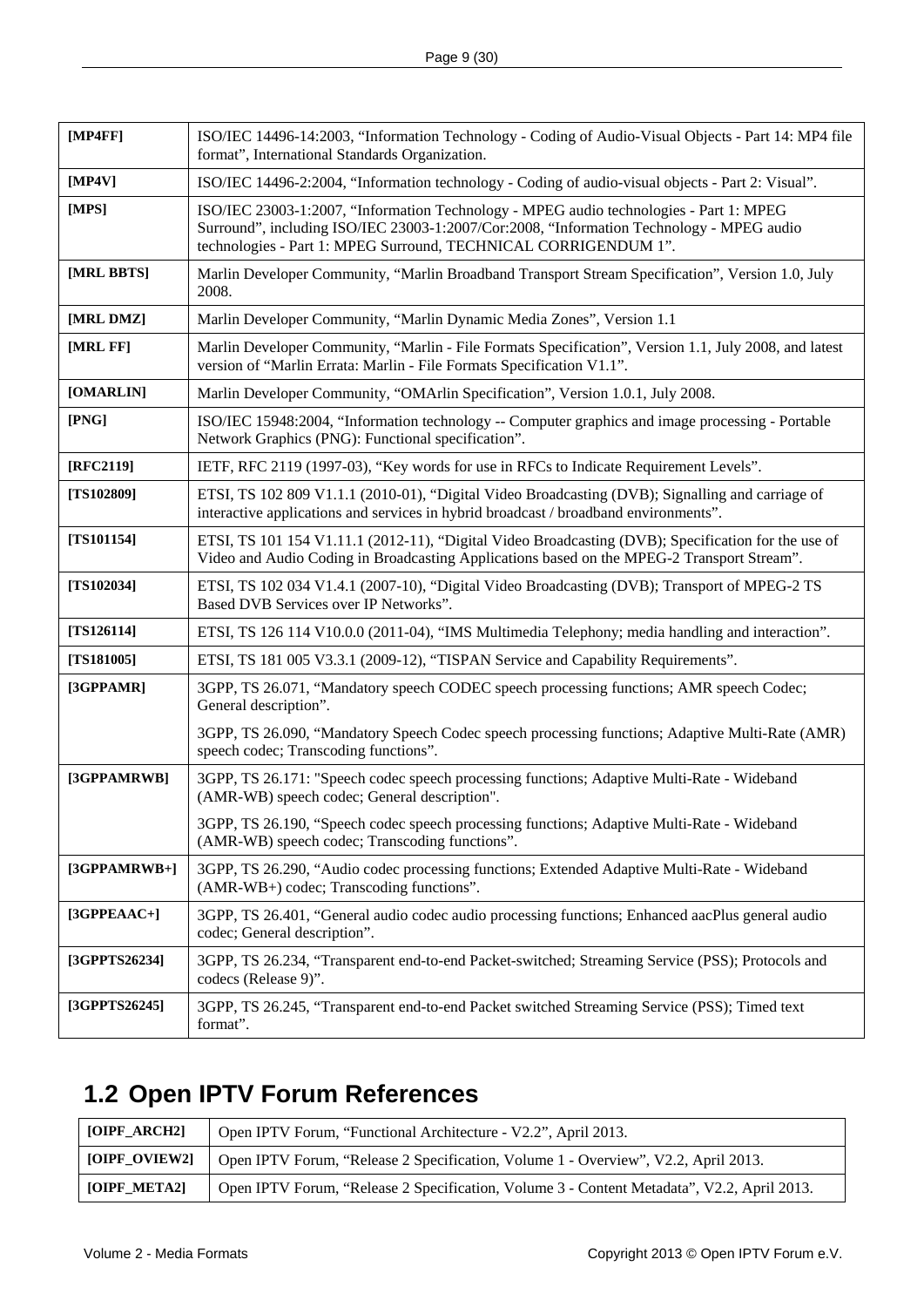| | |
|---|---|
| **[MP4FF]** | ISO/IEC 14496-14:2003, “Information Technology - Coding of Audio-Visual Objects - Part 14: MP4 file format”, International Standards Organization. |
| **[MP4V]** | ISO/IEC 14496-2:2004, “Information technology - Coding of audio-visual objects - Part 2: Visual”. |
| **[MPS]** | ISO/IEC 23003-1:2007, “Information Technology - MPEG audio technologies - Part 1: MPEG Surround”, including ISO/IEC 23003-1:2007/Cor:2008, “Information Technology - MPEG audio technologies - Part 1: MPEG Surround, TECHNICAL CORRIGENDUM 1”. |
| **[MRL BBTS]** | Marlin Developer Community, “Marlin Broadband Transport Stream Specification”, Version 1.0, July 2008. |
| **[MRL DMZ]** | Marlin Developer Community, “Marlin Dynamic Media Zones”, Version 1.1 |
| **[MRL FF]** | Marlin Developer Community, “Marlin - File Formats Specification”, Version 1.1, July 2008, and latest version of “Marlin Errata: Marlin - File Formats Specification V1.1”. |
| **[OMARLIN]** | Marlin Developer Community, “OMArlin Specification”, Version 1.0.1, July 2008. |
| **[PNG]** | ISO/IEC 15948:2004, “Information technology -- Computer graphics and image processing - Portable Network Graphics (PNG): Functional specification”. |
| **[RFC2119]** | IETF, RFC 2119 (1997-03), “Key words for use in RFCs to Indicate Requirement Levels”. |
| **[TS102809]** | ETSI, TS 102 809 V1.1.1 (2010-01), “Digital Video Broadcasting (DVB); Signalling and carriage of interactive applications and services in hybrid broadcast / broadband environments”. |
| **[TS101154]** | ETSI, TS 101 154 V1.11.1 (2012-11), “Digital Video Broadcasting (DVB); Specification for the use of Video and Audio Coding in Broadcasting Applications based on the MPEG-2 Transport Stream”. |
| **[TS102034]** | ETSI, TS 102 034 V1.4.1 (2007-10), “Digital Video Broadcasting (DVB); Transport of MPEG-2 TS Based DVB Services over IP Networks”. |
| **[TS126114]** | ETSI, TS 126 114 V10.0.0 (2011-04), “IMS Multimedia Telephony; media handling and interaction”. |
| **[TS181005]** | ETSI, TS 181 005 V3.3.1 (2009-12), “TISPAN Service and Capability Requirements”. |
| **[3GPPAMR]** | 3GPP, TS 26.071, “Mandatory speech CODEC speech processing functions; AMR speech Codec; General description”.<br><br>3GPP, TS 26.090, “Mandatory Speech Codec speech processing functions; Adaptive Multi-Rate (AMR) speech codec; Transcoding functions”. |
| **[3GPPAMRWB]** | 3GPP, TS 26.171: "Speech codec speech processing functions; Adaptive Multi-Rate - Wideband (AMR-WB) speech codec; General description".<br><br>3GPP, TS 26.190, “Speech codec speech processing functions; Adaptive Multi-Rate - Wideband (AMR-WB) speech codec; Transcoding functions”. |
| **[3GPPAMRWB+]** | 3GPP, TS 26.290, “Audio codec processing functions; Extended Adaptive Multi-Rate - Wideband (AMR-WB+) codec; Transcoding functions”. |
| **[3GPPEAAC+]** | 3GPP, TS 26.401, “General audio codec audio processing functions; Enhanced aacPlus general audio codec; General description”. |
| **[3GPPTS26234]** | 3GPP, TS 26.234, “Transparent end-to-end Packet-switched; Streaming Service (PSS); Protocols and codecs (Release 9)”. |
| **[3GPPTS26245]** | 3GPP, TS 26.245, “Transparent end-to-end Packet switched Streaming Service (PSS); Timed text format”. |

## 1.2 Open IPTV Forum References

| | |
|---|---|
| **[OIPF_ARCH2]** | Open IPTV Forum, “Functional Architecture - V2.2”, April 2013. |
| **[OIPF_OVIEW2]** | Open IPTV Forum, “Release 2 Specification, Volume 1 - Overview”, V2.2, April 2013. |
| **[OIPF_META2]** | Open IPTV Forum, “Release 2 Specification, Volume 3 - Content Metadata”, V2.2, April 2013. |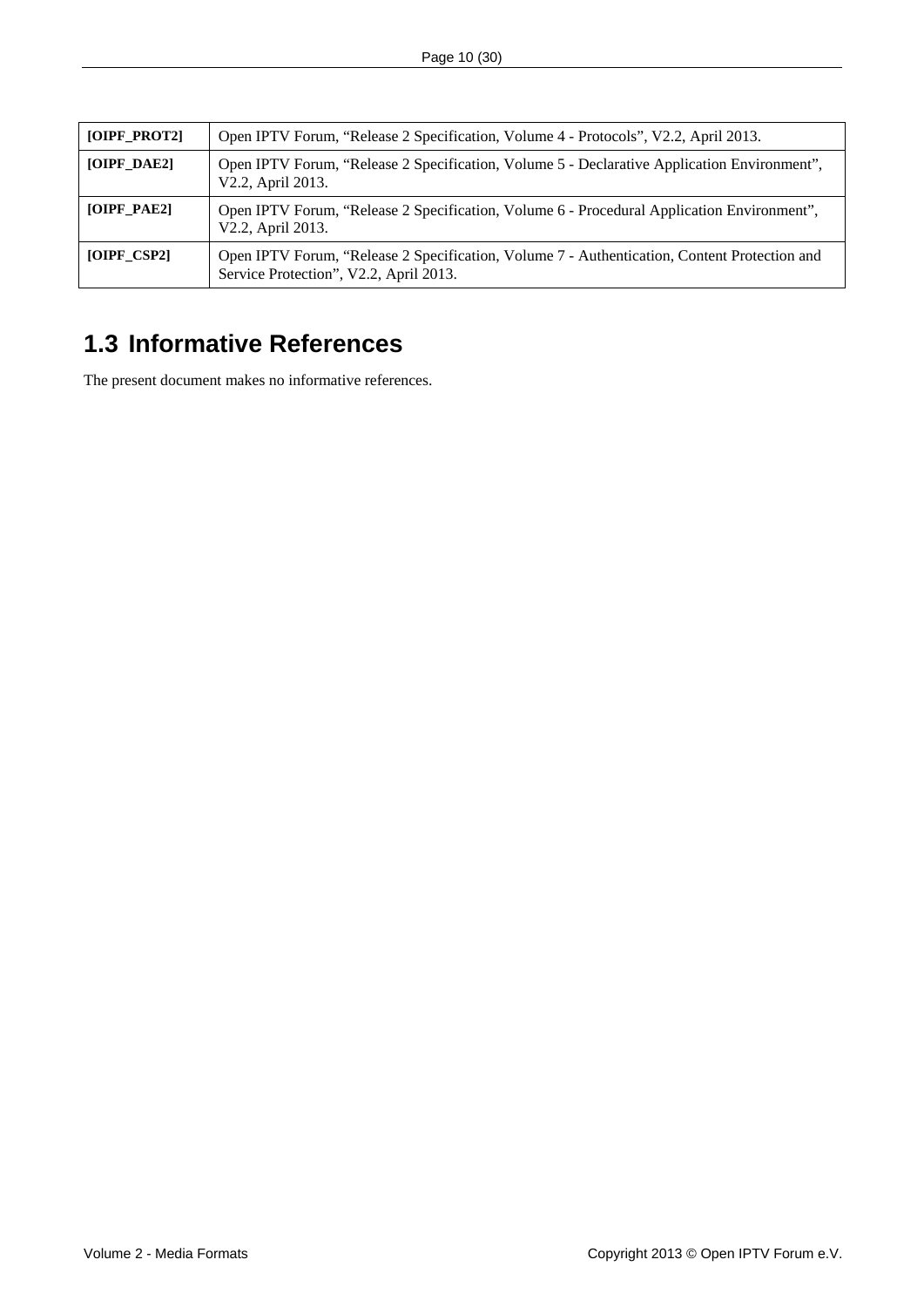| | |
|---|---|
| **[OIPF_PROT2]** | Open IPTV Forum, "Release 2 Specification, Volume 4 - Protocols", V2.2, April 2013. |
| **[OIPF_DAE2]** | Open IPTV Forum, "Release 2 Specification, Volume 5 - Declarative Application Environment", V2.2, April 2013. |
| **[OIPF_PAE2]** | Open IPTV Forum, "Release 2 Specification, Volume 6 - Procedural Application Environment", V2.2, April 2013. |
| **[OIPF_CSP2]** | Open IPTV Forum, "Release 2 Specification, Volume 7 - Authentication, Content Protection and Service Protection", V2.2, April 2013. |

## 1.3 Informative References

The present document makes no informative references.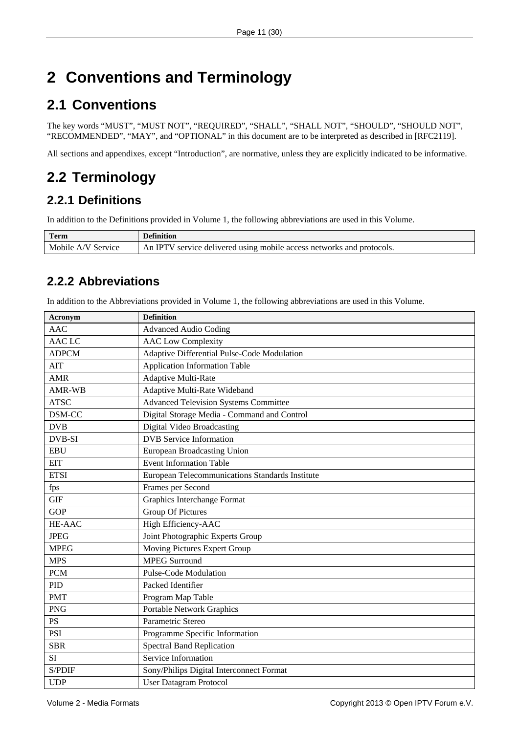# 2 Conventions and Terminology

## 2.1 Conventions

The key words “MUST”, “MUST NOT”, “REQUIRED”, “SHALL”, “SHALL NOT”, “SHOULD”, “SHOULD NOT”, “RECOMMENDED”, “MAY”, and “OPTIONAL” in this document are to be interpreted as described in [RFC2119].

All sections and appendixes, except “Introduction”, are normative, unless they are explicitly indicated to be informative.

## 2.2 Terminology

### 2.2.1 Definitions

In addition to the Definitions provided in Volume 1, the following abbreviations are used in this Volume.

| Term | Definition |
|---|---|
| Mobile A/V Service | An IPTV service delivered using mobile access networks and protocols. |

### 2.2.2 Abbreviations

In addition to the Abbreviations provided in Volume 1, the following abbreviations are used in this Volume.

| Acronym | Definition |
|---|---|
| AAC | Advanced Audio Coding |
| AAC LC | AAC Low Complexity |
| ADPCM | Adaptive Differential Pulse-Code Modulation |
| AIT | Application Information Table |
| AMR | Adaptive Multi-Rate |
| AMR-WB | Adaptive Multi-Rate Wideband |
| ATSC | Advanced Television Systems Committee |
| DSM-CC | Digital Storage Media - Command and Control |
| DVB | Digital Video Broadcasting |
| DVB-SI | DVB Service Information |
| EBU | European Broadcasting Union |
| EIT | Event Information Table |
| ETSI | European Telecommunications Standards Institute |
| fps | Frames per Second |
| GIF | Graphics Interchange Format |
| GOP | Group Of Pictures |
| HE-AAC | High Efficiency-AAC |
| JPEG | Joint Photographic Experts Group |
| MPEG | Moving Pictures Expert Group |
| MPS | MPEG Surround |
| PCM | Pulse-Code Modulation |
| PID | Packed Identifier |
| PMT | Program Map Table |
| PNG | Portable Network Graphics |
| PS | Parametric Stereo |
| PSI | Programme Specific Information |
| SBR | Spectral Band Replication |
| SI | Service Information |
| S/PDIF | Sony/Philips Digital Interconnect Format |
| UDP | User Datagram Protocol |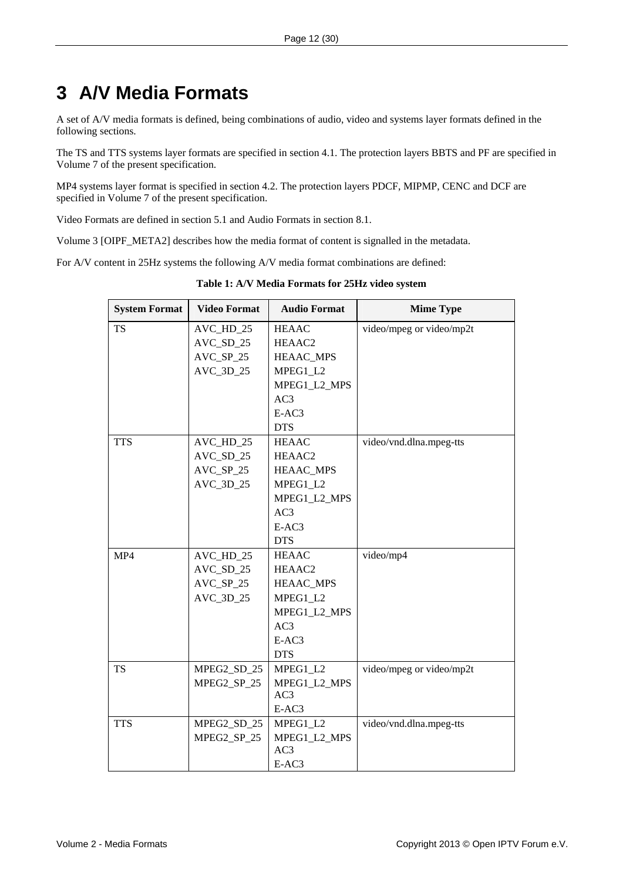# 3 A/V Media Formats

A set of A/V media formats is defined, being combinations of audio, video and systems layer formats defined in the following sections.

The TS and TTS systems layer formats are specified in section 4.1. The protection layers BBTS and PF are specified in Volume 7 of the present specification.

MP4 systems layer format is specified in section 4.2. The protection layers PDCF, MIPMP, CENC and DCF are specified in Volume 7 of the present specification.

Video Formats are defined in section 5.1 and Audio Formats in section 8.1.

Volume 3 [OIPF_META2] describes how the media format of content is signalled in the metadata.

For A/V content in 25Hz systems the following A/V media format combinations are defined:

**Table 1: A/V Media Formats for 25Hz video system**

| System Format | Video Format | Audio Format | Mime Type |
|---|---|---|---|
| TS | AVC_HD_25<br>AVC_SD_25<br>AVC_SP_25<br>AVC_3D_25 | HEAAC<br>HEAAC2<br>HEAAC_MPS<br>MPEG1_L2<br>MPEG1_L2_MPS<br>AC3<br>E-AC3<br>DTS | video/mpeg or video/mp2t |
| TTS | AVC_HD_25<br>AVC_SD_25<br>AVC_SP_25<br>AVC_3D_25 | HEAAC<br>HEAAC2<br>HEAAC_MPS<br>MPEG1_L2<br>MPEG1_L2_MPS<br>AC3<br>E-AC3<br>DTS | video/vnd.dlna.mpeg-tts |
| MP4 | AVC_HD_25<br>AVC_SD_25<br>AVC_SP_25<br>AVC_3D_25 | HEAAC<br>HEAAC2<br>HEAAC_MPS<br>MPEG1_L2<br>MPEG1_L2_MPS<br>AC3<br>E-AC3<br>DTS | video/mp4 |
| TS | MPEG2_SD_25<br>MPEG2_SP_25 | MPEG1_L2<br>MPEG1_L2_MPS<br>AC3<br>E-AC3 | video/mpeg or video/mp2t |
| TTS | MPEG2_SD_25<br>MPEG2_SP_25 | MPEG1_L2<br>MPEG1_L2_MPS<br>AC3<br>E-AC3 | video/vnd.dlna.mpeg-tts |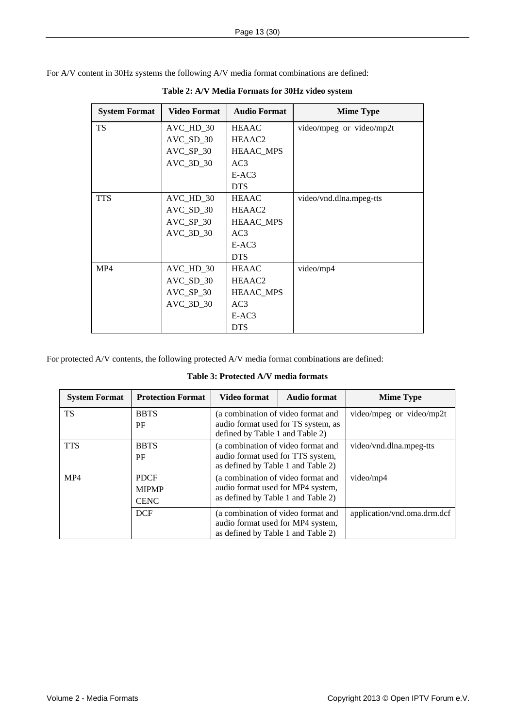For A/V content in 30Hz systems the following A/V media format combinations are defined:

**Table 2: A/V Media Formats for 30Hz video system**

| System Format | Video Format | Audio Format | Mime Type |
|---|---|---|---|
| TS | AVC_HD_30<br>AVC_SD_30<br>AVC_SP_30<br>AVC_3D_30 | HEAAC<br>HEAAC2<br>HEAAC_MPS<br>AC3<br>E-AC3<br>DTS | video/mpeg or video/mp2t |
| TTS | AVC_HD_30<br>AVC_SD_30<br>AVC_SP_30<br>AVC_3D_30 | HEAAC<br>HEAAC2<br>HEAAC_MPS<br>AC3<br>E-AC3<br>DTS | video/vnd.dlna.mpeg-tts |
| MP4 | AVC_HD_30<br>AVC_SD_30<br>AVC_SP_30<br>AVC_3D_30 | HEAAC<br>HEAAC2<br>HEAAC_MPS<br>AC3<br>E-AC3<br>DTS | video/mp4 |

For protected A/V contents, the following protected A/V media format combinations are defined:

**Table 3: Protected A/V media formats**

| System Format | Protection Format | Video format | Audio format | Mime Type |
|---|---|---|---|---|
| TS | BBTS<br>PF | (a combination of video format and audio format used for TS system, as defined by Table 1 and Table 2) | | video/mpeg or video/mp2t |
| TTS | BBTS<br>PF | (a combination of video format and audio format used for TTS system, as defined by Table 1 and Table 2) | | video/vnd.dlna.mpeg-tts |
| MP4 | PDCF<br>MIPMP<br>CENC | (a combination of video format and audio format used for MP4 system, as defined by Table 1 and Table 2) | | video/mp4 |
| | DCF | (a combination of video format and audio format used for MP4 system, as defined by Table 1 and Table 2) | | application/vnd.oma.drm.dcf |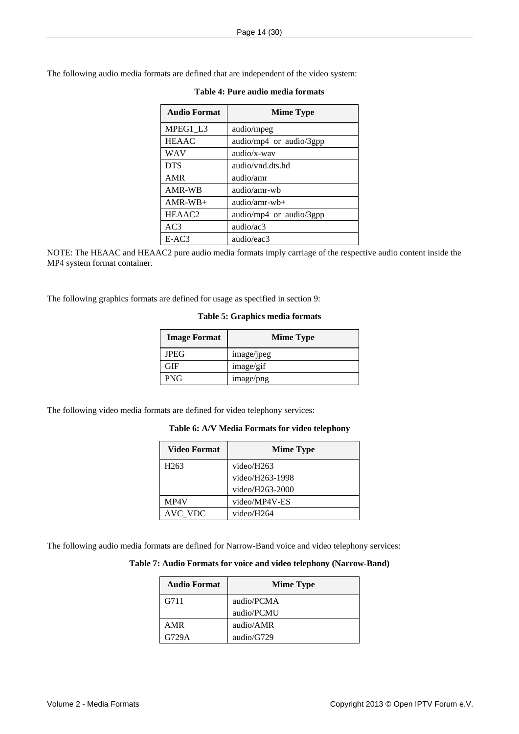The following audio media formats are defined that are independent of the video system:

**Table 4: Pure audio media formats**

| Audio Format | Mime Type |
| --- | --- |
| MPEG1_L3 | audio/mpeg |
| HEAAC | audio/mp4 or audio/3gpp |
| WAV | audio/x-wav |
| DTS | audio/vnd.dts.hd |
| AMR | audio/amr |
| AMR-WB | audio/amr-wb |
| AMR-WB+ | audio/amr-wb+ |
| HEAAC2 | audio/mp4 or audio/3gpp |
| AC3 | audio/ac3 |
| E-AC3 | audio/eac3 |

NOTE: The HEAAC and HEAAC2 pure audio media formats imply carriage of the respective audio content inside the MP4 system format container.

The following graphics formats are defined for usage as specified in section 9:

**Table 5: Graphics media formats**

| Image Format | Mime Type |
| --- | --- |
| JPEG | image/jpeg |
| GIF | image/gif |
| PNG | image/png |

The following video media formats are defined for video telephony services:

**Table 6: A/V Media Formats for video telephony**

| Video Format | Mime Type |
| --- | --- |
| H263 | video/H263<br>video/H263-1998<br>video/H263-2000 |
| MP4V | video/MP4V-ES |
| AVC_VDC | video/H264 |

The following audio media formats are defined for Narrow-Band voice and video telephony services:

**Table 7: Audio Formats for voice and video telephony (Narrow-Band)**

| Audio Format | Mime Type |
| --- | --- |
| G711 | audio/PCMA<br>audio/PCMU |
| AMR | audio/AMR |
| G729A | audio/G729 |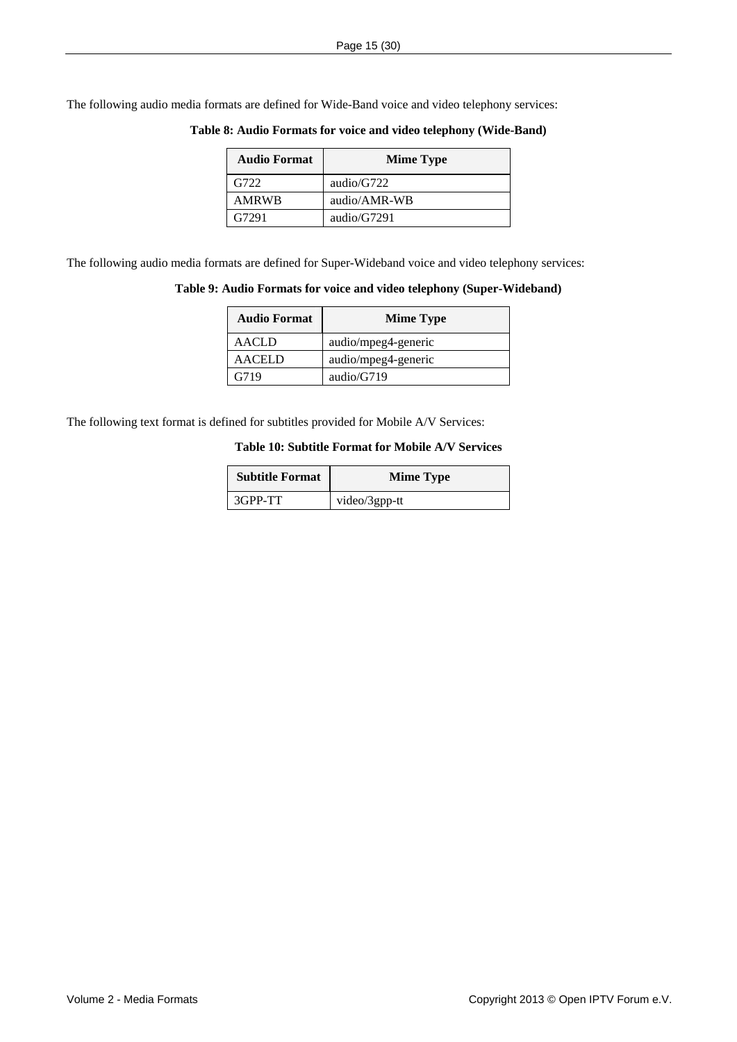The following audio media formats are defined for Wide-Band voice and video telephony services:

**Table 8: Audio Formats for voice and video telephony (Wide-Band)**

| Audio Format | Mime Type |
|---|---|
| G722 | audio/G722 |
| AMRWB | audio/AMR-WB |
| G7291 | audio/G7291 |

The following audio media formats are defined for Super-Wideband voice and video telephony services:

**Table 9: Audio Formats for voice and video telephony (Super-Wideband)**

| Audio Format | Mime Type |
|---|---|
| AACLD | audio/mpeg4-generic |
| AACELD | audio/mpeg4-generic |
| G719 | audio/G719 |

The following text format is defined for subtitles provided for Mobile A/V Services:

**Table 10: Subtitle Format for Mobile A/V Services**

| Subtitle Format | Mime Type |
|---|---|
| 3GPP-TT | video/3gpp-tt |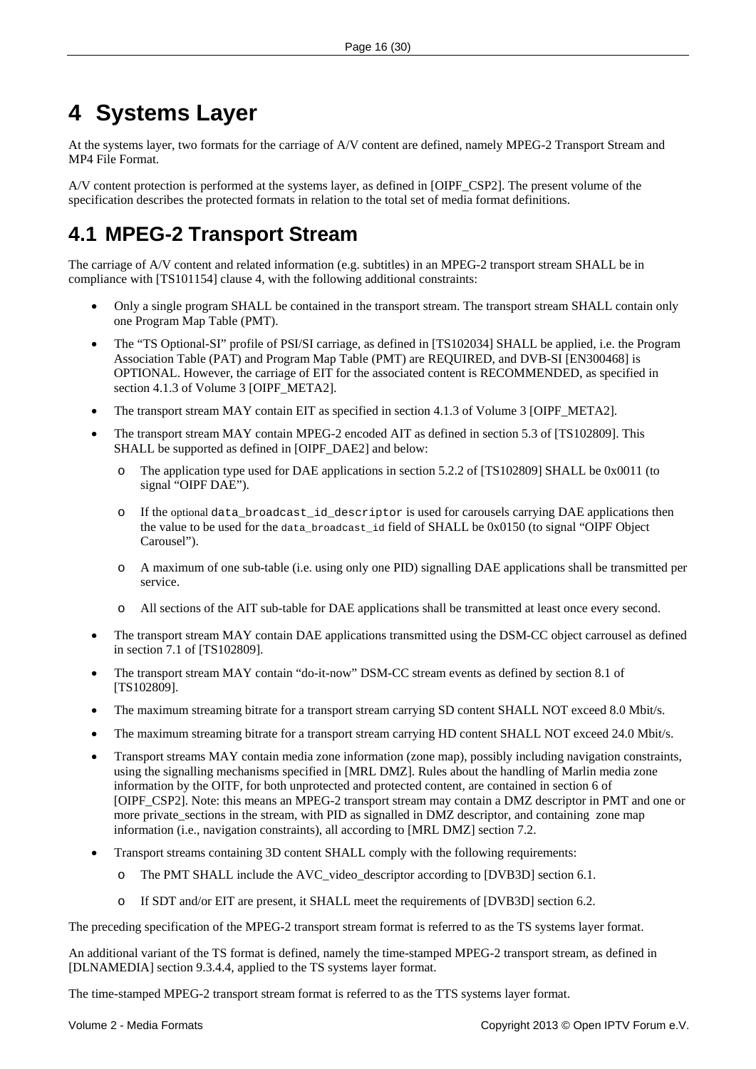# 4 Systems Layer

At the systems layer, two formats for the carriage of A/V content are defined, namely MPEG-2 Transport Stream and MP4 File Format.

A/V content protection is performed at the systems layer, as defined in [OIPF_CSP2]. The present volume of the specification describes the protected formats in relation to the total set of media format definitions.

## 4.1 MPEG-2 Transport Stream

The carriage of A/V content and related information (e.g. subtitles) in an MPEG-2 transport stream SHALL be in compliance with [TS101154] clause 4, with the following additional constraints:

- Only a single program SHALL be contained in the transport stream. The transport stream SHALL contain only one Program Map Table (PMT).
- The "TS Optional-SI" profile of PSI/SI carriage, as defined in [TS102034] SHALL be applied, i.e. the Program Association Table (PAT) and Program Map Table (PMT) are REQUIRED, and DVB-SI [EN300468] is OPTIONAL. However, the carriage of EIT for the associated content is RECOMMENDED, as specified in section 4.1.3 of Volume 3 [OIPF_META2].
- The transport stream MAY contain EIT as specified in section 4.1.3 of Volume 3 [OIPF_META2].
- The transport stream MAY contain MPEG-2 encoded AIT as defined in section 5.3 of [TS102809]. This SHALL be supported as defined in [OIPF_DAE2] and below:
  - The application type used for DAE applications in section 5.2.2 of [TS102809] SHALL be 0x0011 (to signal "OIPF DAE").
  - If the optional `data_broadcast_id_descriptor` is used for carousels carrying DAE applications then the value to be used for the `data_broadcast_id` field of SHALL be 0x0150 (to signal "OIPF Object Carousel").
  - A maximum of one sub-table (i.e. using only one PID) signalling DAE applications shall be transmitted per service.
  - All sections of the AIT sub-table for DAE applications shall be transmitted at least once every second.
- The transport stream MAY contain DAE applications transmitted using the DSM-CC object carrousel as defined in section 7.1 of [TS102809].
- The transport stream MAY contain "do-it-now" DSM-CC stream events as defined by section 8.1 of [TS102809].
- The maximum streaming bitrate for a transport stream carrying SD content SHALL NOT exceed 8.0 Mbit/s.
- The maximum streaming bitrate for a transport stream carrying HD content SHALL NOT exceed 24.0 Mbit/s.
- Transport streams MAY contain media zone information (zone map), possibly including navigation constraints, using the signalling mechanisms specified in [MRL DMZ]. Rules about the handling of Marlin media zone information by the OITF, for both unprotected and protected content, are contained in section 6 of [OIPF_CSP2]. Note: this means an MPEG-2 transport stream may contain a DMZ descriptor in PMT and one or more private_sections in the stream, with PID as signalled in DMZ descriptor, and containing zone map information (i.e., navigation constraints), all according to [MRL DMZ] section 7.2.
- Transport streams containing 3D content SHALL comply with the following requirements:
  - The PMT SHALL include the AVC_video_descriptor according to [DVB3D] section 6.1.
  - If SDT and/or EIT are present, it SHALL meet the requirements of [DVB3D] section 6.2.

The preceding specification of the MPEG-2 transport stream format is referred to as the TS systems layer format.

An additional variant of the TS format is defined, namely the time-stamped MPEG-2 transport stream, as defined in [DLNAMEDIA] section 9.3.4.4, applied to the TS systems layer format.

The time-stamped MPEG-2 transport stream format is referred to as the TTS systems layer format.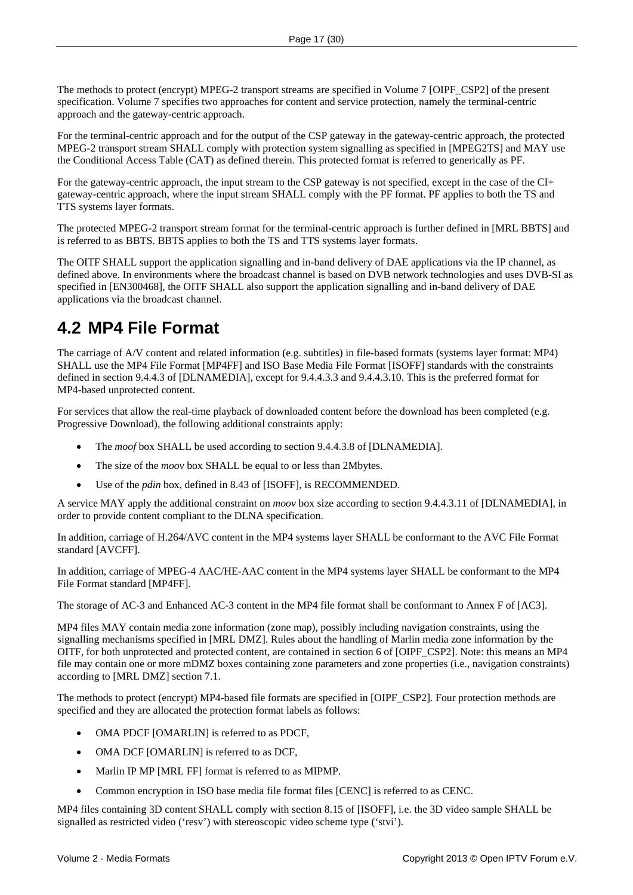The methods to protect (encrypt) MPEG-2 transport streams are specified in Volume 7 [OIPF_CSP2] of the present specification. Volume 7 specifies two approaches for content and service protection, namely the terminal-centric approach and the gateway-centric approach.

For the terminal-centric approach and for the output of the CSP gateway in the gateway-centric approach, the protected MPEG-2 transport stream SHALL comply with protection system signalling as specified in [MPEG2TS] and MAY use the Conditional Access Table (CAT) as defined therein. This protected format is referred to generically as PF.

For the gateway-centric approach, the input stream to the CSP gateway is not specified, except in the case of the CI+ gateway-centric approach, where the input stream SHALL comply with the PF format. PF applies to both the TS and TTS systems layer formats.

The protected MPEG-2 transport stream format for the terminal-centric approach is further defined in [MRL BBTS] and is referred to as BBTS. BBTS applies to both the TS and TTS systems layer formats.

The OITF SHALL support the application signalling and in-band delivery of DAE applications via the IP channel, as defined above. In environments where the broadcast channel is based on DVB network technologies and uses DVB-SI as specified in [EN300468], the OITF SHALL also support the application signalling and in-band delivery of DAE applications via the broadcast channel.

## 4.2 MP4 File Format

The carriage of A/V content and related information (e.g. subtitles) in file-based formats (systems layer format: MP4) SHALL use the MP4 File Format [MP4FF] and ISO Base Media File Format [ISOFF] standards with the constraints defined in section 9.4.4.3 of [DLNAMEDIA], except for 9.4.4.3.3 and 9.4.4.3.10. This is the preferred format for MP4-based unprotected content.

For services that allow the real-time playback of downloaded content before the download has been completed (e.g. Progressive Download), the following additional constraints apply:

- The *moof* box SHALL be used according to section 9.4.4.3.8 of [DLNAMEDIA].
- The size of the *moov* box SHALL be equal to or less than 2Mbytes.
- Use of the *pdin* box, defined in 8.43 of [ISOFF], is RECOMMENDED.

A service MAY apply the additional constraint on *moov* box size according to section 9.4.4.3.11 of [DLNAMEDIA], in order to provide content compliant to the DLNA specification.

In addition, carriage of H.264/AVC content in the MP4 systems layer SHALL be conformant to the AVC File Format standard [AVCFF].

In addition, carriage of MPEG-4 AAC/HE-AAC content in the MP4 systems layer SHALL be conformant to the MP4 File Format standard [MP4FF].

The storage of AC-3 and Enhanced AC-3 content in the MP4 file format shall be conformant to Annex F of [AC3].

MP4 files MAY contain media zone information (zone map), possibly including navigation constraints, using the signalling mechanisms specified in [MRL DMZ]. Rules about the handling of Marlin media zone information by the OITF, for both unprotected and protected content, are contained in section 6 of [OIPF_CSP2]. Note: this means an MP4 file may contain one or more mDMZ boxes containing zone parameters and zone properties (i.e., navigation constraints) according to [MRL DMZ] section 7.1.

The methods to protect (encrypt) MP4-based file formats are specified in [OIPF_CSP2]. Four protection methods are specified and they are allocated the protection format labels as follows:

- OMA PDCF [OMARLIN] is referred to as PDCF,
- OMA DCF [OMARLIN] is referred to as DCF,
- Marlin IP MP [MRL FF] format is referred to as MIPMP.
- Common encryption in ISO base media file format files [CENC] is referred to as CENC.

MP4 files containing 3D content SHALL comply with section 8.15 of [ISOFF], i.e. the 3D video sample SHALL be signalled as restricted video (‘resv’) with stereoscopic video scheme type (‘stvi’).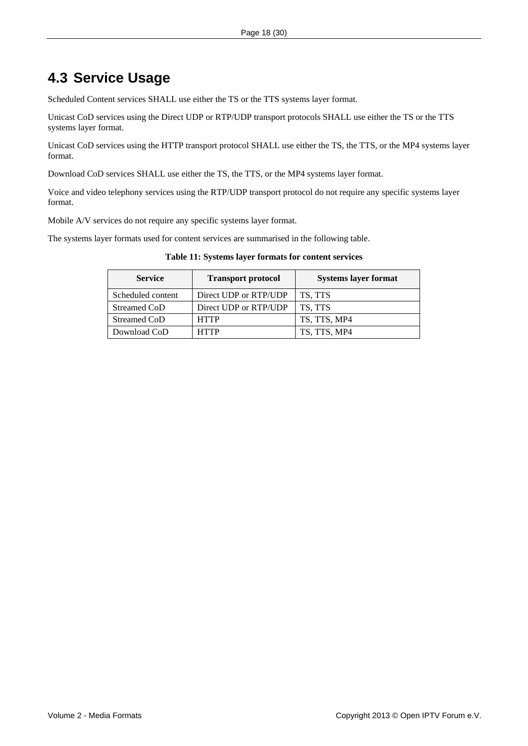## 4.3 Service Usage

Scheduled Content services SHALL use either the TS or the TTS systems layer format.

Unicast CoD services using the Direct UDP or RTP/UDP transport protocols SHALL use either the TS or the TTS systems layer format.

Unicast CoD services using the HTTP transport protocol SHALL use either the TS, the TTS, or the MP4 systems layer format.

Download CoD services SHALL use either the TS, the TTS, or the MP4 systems layer format.

Voice and video telephony services using the RTP/UDP transport protocol do not require any specific systems layer format.

Mobile A/V services do not require any specific systems layer format.

The systems layer formats used for content services are summarised in the following table.

**Table 11: Systems layer formats for content services**

| Service | Transport protocol | Systems layer format |
|---|---|---|
| Scheduled content | Direct UDP or RTP/UDP | TS, TTS |
| Streamed CoD | Direct UDP or RTP/UDP | TS, TTS |
| Streamed CoD | HTTP | TS, TTS, MP4 |
| Download CoD | HTTP | TS, TTS, MP4 |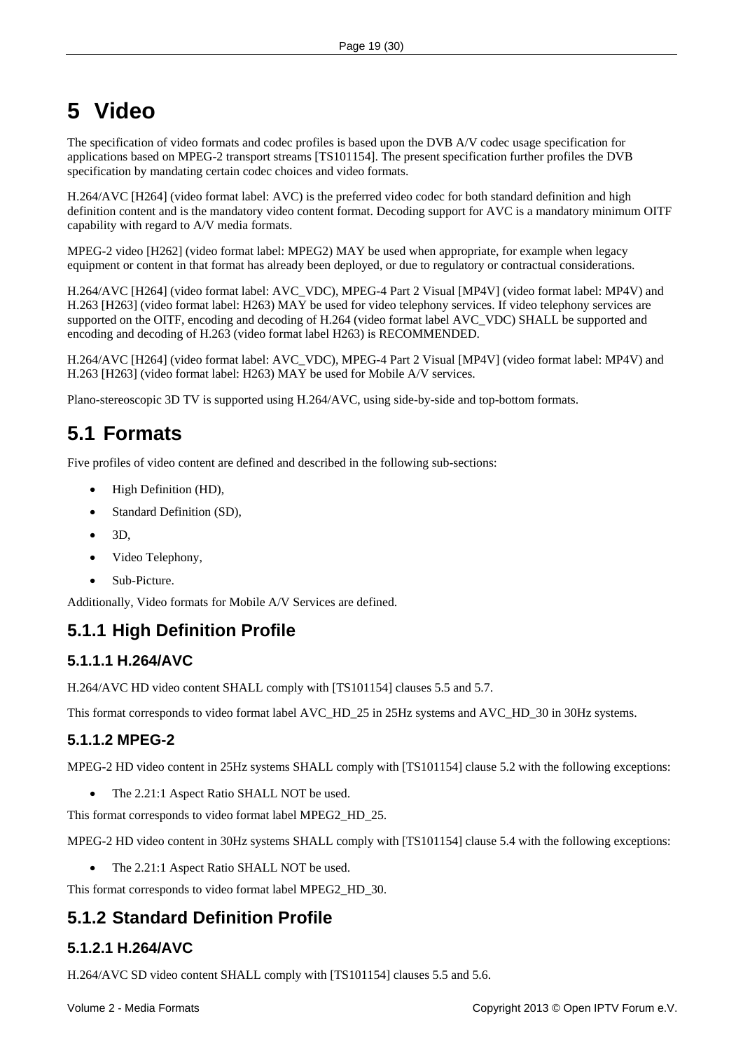# 5 Video

The specification of video formats and codec profiles is based upon the DVB A/V codec usage specification for applications based on MPEG-2 transport streams [TS101154]. The present specification further profiles the DVB specification by mandating certain codec choices and video formats.

H.264/AVC [H264] (video format label: AVC) is the preferred video codec for both standard definition and high definition content and is the mandatory video content format. Decoding support for AVC is a mandatory minimum OITF capability with regard to A/V media formats.

MPEG-2 video [H262] (video format label: MPEG2) MAY be used when appropriate, for example when legacy equipment or content in that format has already been deployed, or due to regulatory or contractual considerations.

H.264/AVC [H264] (video format label: AVC_VDC), MPEG-4 Part 2 Visual [MP4V] (video format label: MP4V) and H.263 [H263] (video format label: H263) MAY be used for video telephony services. If video telephony services are supported on the OITF, encoding and decoding of H.264 (video format label AVC_VDC) SHALL be supported and encoding and decoding of H.263 (video format label H263) is RECOMMENDED.

H.264/AVC [H264] (video format label: AVC_VDC), MPEG-4 Part 2 Visual [MP4V] (video format label: MP4V) and H.263 [H263] (video format label: H263) MAY be used for Mobile A/V services.

Plano-stereoscopic 3D TV is supported using H.264/AVC, using side-by-side and top-bottom formats.

## 5.1 Formats

Five profiles of video content are defined and described in the following sub-sections:

- High Definition (HD),
- Standard Definition (SD),
- 3D,
- Video Telephony,
- Sub-Picture.

Additionally, Video formats for Mobile A/V Services are defined.

### 5.1.1 High Definition Profile

#### 5.1.1.1 H.264/AVC

H.264/AVC HD video content SHALL comply with [TS101154] clauses 5.5 and 5.7.

This format corresponds to video format label AVC_HD_25 in 25Hz systems and AVC_HD_30 in 30Hz systems.

#### 5.1.1.2 MPEG-2

MPEG-2 HD video content in 25Hz systems SHALL comply with [TS101154] clause 5.2 with the following exceptions:

- The 2.21:1 Aspect Ratio SHALL NOT be used.

This format corresponds to video format label MPEG2_HD_25.

MPEG-2 HD video content in 30Hz systems SHALL comply with [TS101154] clause 5.4 with the following exceptions:

- The 2.21:1 Aspect Ratio SHALL NOT be used.

This format corresponds to video format label MPEG2_HD_30.

### 5.1.2 Standard Definition Profile

#### 5.1.2.1 H.264/AVC

H.264/AVC SD video content SHALL comply with [TS101154] clauses 5.5 and 5.6.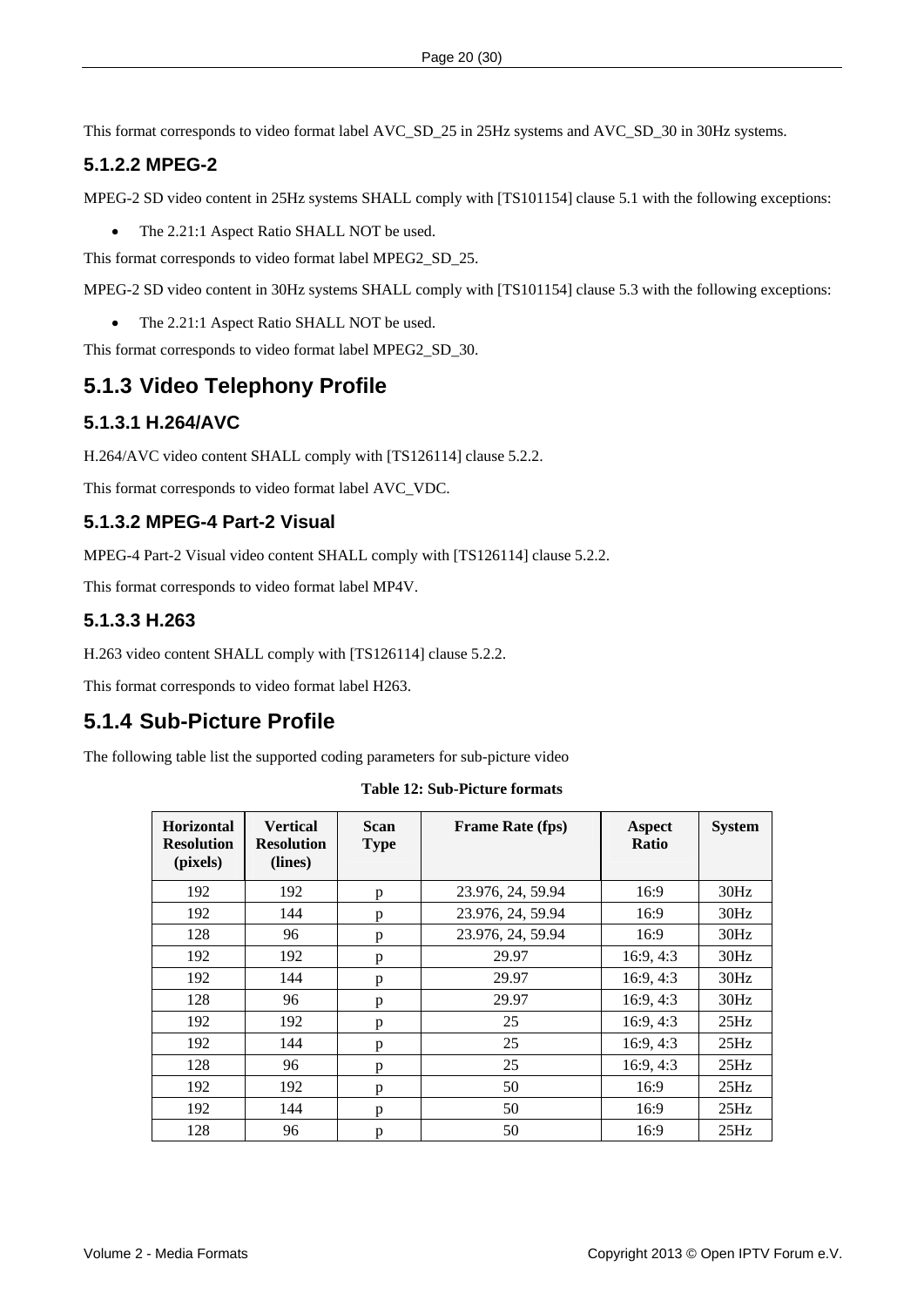This format corresponds to video format label AVC_SD_25 in 25Hz systems and AVC_SD_30 in 30Hz systems.

#### 5.1.2.2 MPEG-2

MPEG-2 SD video content in 25Hz systems SHALL comply with [TS101154] clause 5.1 with the following exceptions:

- The 2.21:1 Aspect Ratio SHALL NOT be used.

This format corresponds to video format label MPEG2_SD_25.

MPEG-2 SD video content in 30Hz systems SHALL comply with [TS101154] clause 5.3 with the following exceptions:

- The 2.21:1 Aspect Ratio SHALL NOT be used.

This format corresponds to video format label MPEG2_SD_30.

### 5.1.3 Video Telephony Profile

#### 5.1.3.1 H.264/AVC

H.264/AVC video content SHALL comply with [TS126114] clause 5.2.2.

This format corresponds to video format label AVC_VDC.

#### 5.1.3.2 MPEG-4 Part-2 Visual

MPEG-4 Part-2 Visual video content SHALL comply with [TS126114] clause 5.2.2.

This format corresponds to video format label MP4V.

#### 5.1.3.3 H.263

H.263 video content SHALL comply with [TS126114] clause 5.2.2.

This format corresponds to video format label H263.

### 5.1.4 Sub-Picture Profile

The following table list the supported coding parameters for sub-picture video

**Table 12: Sub-Picture formats**

| Horizontal Resolution (pixels) | Vertical Resolution (lines) | Scan Type | Frame Rate (fps) | Aspect Ratio | System |
|---|---|---|---|---|---|
| 192 | 192 | p | 23.976, 24, 59.94 | 16:9 | 30Hz |
| 192 | 144 | p | 23.976, 24, 59.94 | 16:9 | 30Hz |
| 128 | 96 | p | 23.976, 24, 59.94 | 16:9 | 30Hz |
| 192 | 192 | p | 29.97 | 16:9, 4:3 | 30Hz |
| 192 | 144 | p | 29.97 | 16:9, 4:3 | 30Hz |
| 128 | 96 | p | 29.97 | 16:9, 4:3 | 30Hz |
| 192 | 192 | p | 25 | 16:9, 4:3 | 25Hz |
| 192 | 144 | p | 25 | 16:9, 4:3 | 25Hz |
| 128 | 96 | p | 25 | 16:9, 4:3 | 25Hz |
| 192 | 192 | p | 50 | 16:9 | 25Hz |
| 192 | 144 | p | 50 | 16:9 | 25Hz |
| 128 | 96 | p | 50 | 16:9 | 25Hz |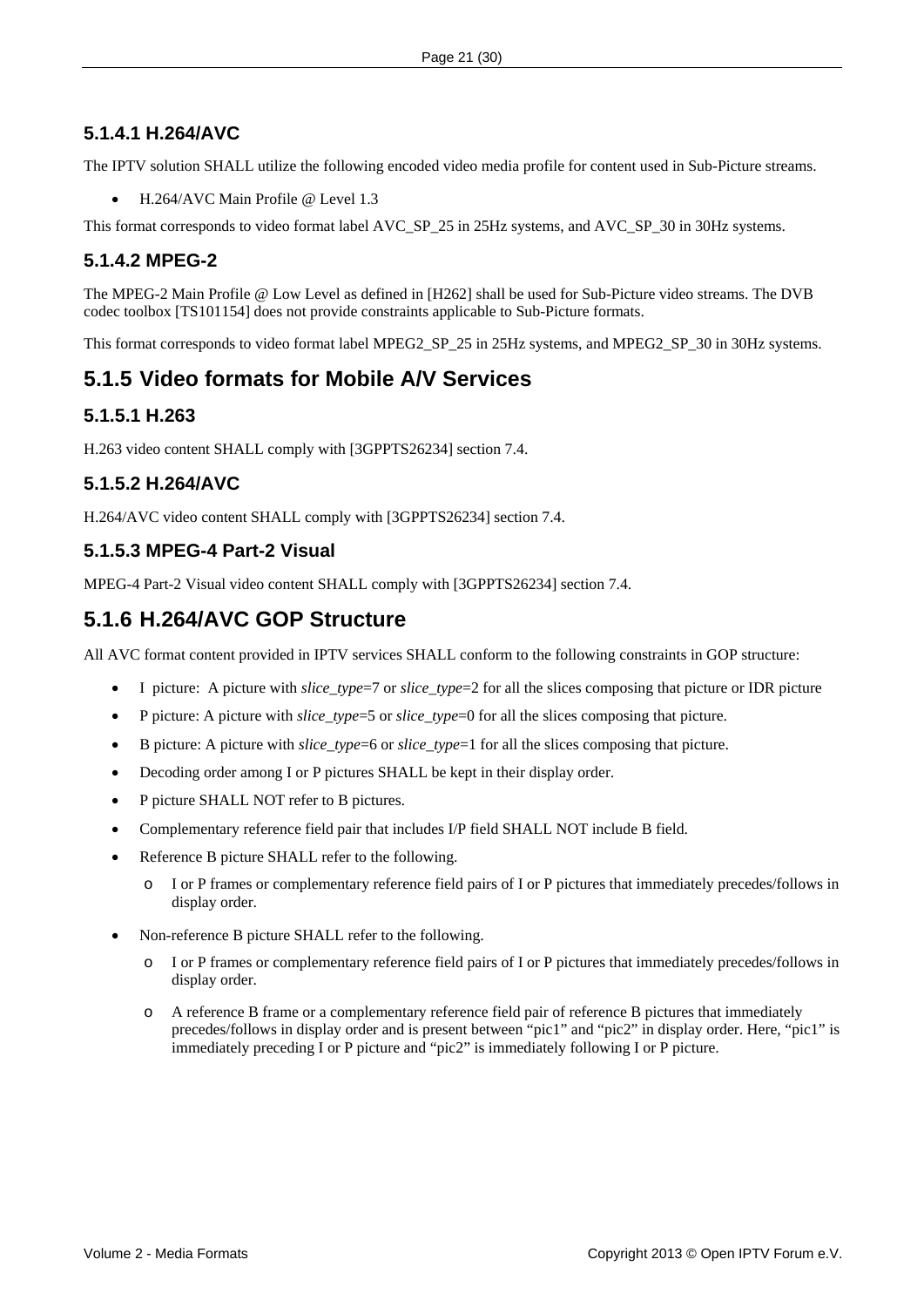#### 5.1.4.1 H.264/AVC

The IPTV solution SHALL utilize the following encoded video media profile for content used in Sub-Picture streams.

- H.264/AVC Main Profile @ Level 1.3

This format corresponds to video format label AVC_SP_25 in 25Hz systems, and AVC_SP_30 in 30Hz systems.

#### 5.1.4.2 MPEG-2

The MPEG-2 Main Profile @ Low Level as defined in [H262] shall be used for Sub-Picture video streams. The DVB codec toolbox [TS101154] does not provide constraints applicable to Sub-Picture formats.

This format corresponds to video format label MPEG2_SP_25 in 25Hz systems, and MPEG2_SP_30 in 30Hz systems.

### 5.1.5 Video formats for Mobile A/V Services

#### 5.1.5.1 H.263

H.263 video content SHALL comply with [3GPPTS26234] section 7.4.

#### 5.1.5.2 H.264/AVC

H.264/AVC video content SHALL comply with [3GPPTS26234] section 7.4.

#### 5.1.5.3 MPEG-4 Part-2 Visual

MPEG-4 Part-2 Visual video content SHALL comply with [3GPPTS26234] section 7.4.

### 5.1.6 H.264/AVC GOP Structure

All AVC format content provided in IPTV services SHALL conform to the following constraints in GOP structure:

- I picture: A picture with *slice_type*=7 or *slice_type*=2 for all the slices composing that picture or IDR picture
- P picture: A picture with *slice_type*=5 or *slice_type*=0 for all the slices composing that picture.
- B picture: A picture with *slice_type*=6 or *slice_type*=1 for all the slices composing that picture.
- Decoding order among I or P pictures SHALL be kept in their display order.
- P picture SHALL NOT refer to B pictures.
- Complementary reference field pair that includes I/P field SHALL NOT include B field.
- Reference B picture SHALL refer to the following.
  - I or P frames or complementary reference field pairs of I or P pictures that immediately precedes/follows in display order.
- Non-reference B picture SHALL refer to the following.
  - I or P frames or complementary reference field pairs of I or P pictures that immediately precedes/follows in display order.
  - A reference B frame or a complementary reference field pair of reference B pictures that immediately precedes/follows in display order and is present between "pic1" and "pic2" in display order. Here, "pic1" is immediately preceding I or P picture and "pic2" is immediately following I or P picture.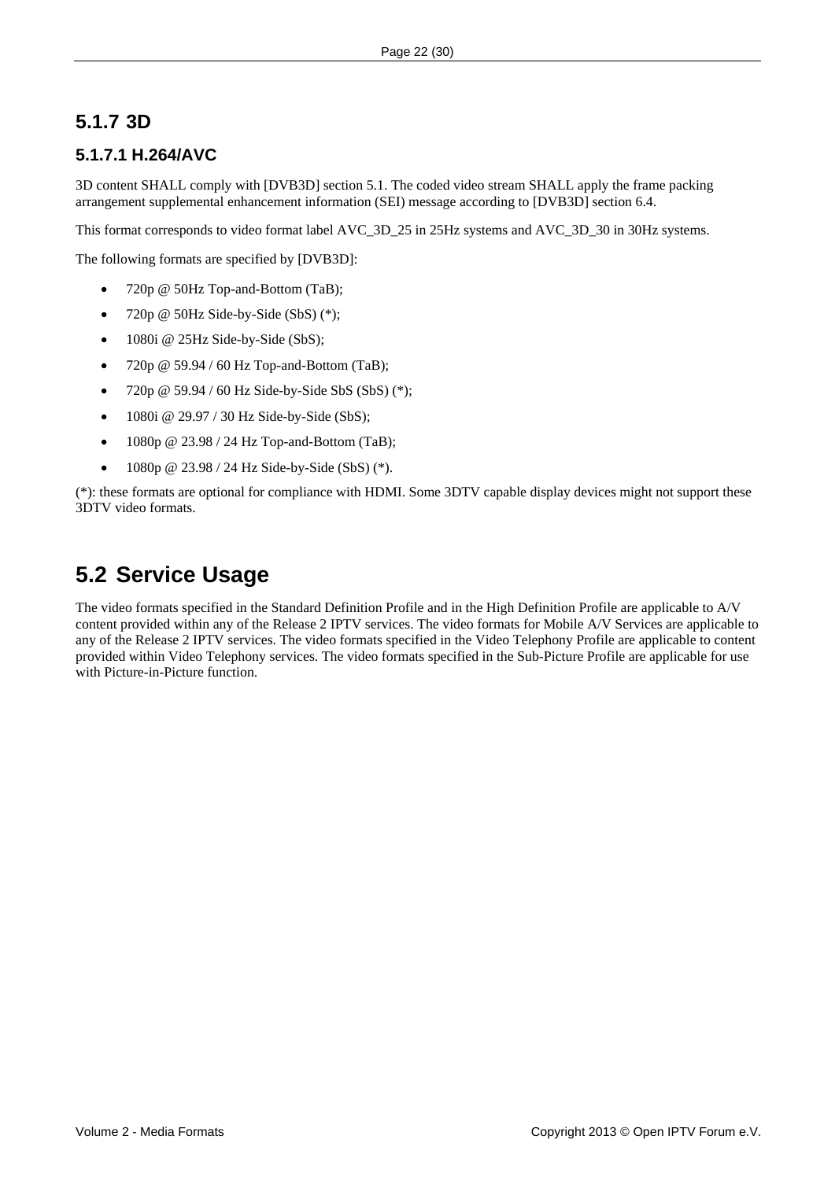### 5.1.7 3D

#### 5.1.7.1 H.264/AVC

3D content SHALL comply with [DVB3D] section 5.1. The coded video stream SHALL apply the frame packing arrangement supplemental enhancement information (SEI) message according to [DVB3D] section 6.4.

This format corresponds to video format label AVC_3D_25 in 25Hz systems and AVC_3D_30 in 30Hz systems.

The following formats are specified by [DVB3D]:

- 720p @ 50Hz Top-and-Bottom (TaB);
- 720p @ 50Hz Side-by-Side (SbS) (*);
- 1080i @ 25Hz Side-by-Side (SbS);
- 720p @ 59.94 / 60 Hz Top-and-Bottom (TaB);
- 720p @ 59.94 / 60 Hz Side-by-Side SbS (SbS) (*);
- 1080i @ 29.97 / 30 Hz Side-by-Side (SbS);
- 1080p @ 23.98 / 24 Hz Top-and-Bottom (TaB);
- 1080p @ 23.98 / 24 Hz Side-by-Side (SbS) (*).

(*): these formats are optional for compliance with HDMI. Some 3DTV capable display devices might not support these 3DTV video formats.

## 5.2 Service Usage

The video formats specified in the Standard Definition Profile and in the High Definition Profile are applicable to A/V content provided within any of the Release 2 IPTV services. The video formats for Mobile A/V Services are applicable to any of the Release 2 IPTV services. The video formats specified in the Video Telephony Profile are applicable to content provided within Video Telephony services. The video formats specified in the Sub-Picture Profile are applicable for use with Picture-in-Picture function.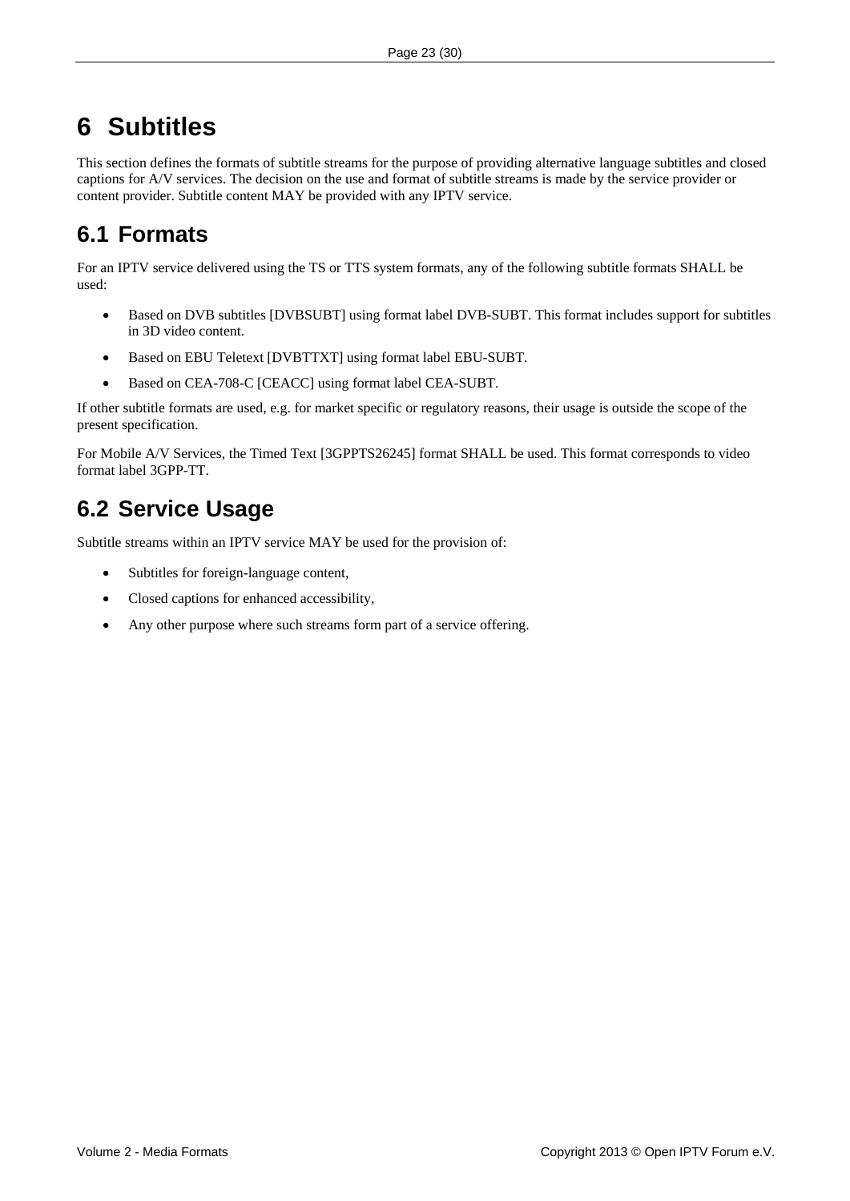# 6 Subtitles

This section defines the formats of subtitle streams for the purpose of providing alternative language subtitles and closed captions for A/V services. The decision on the use and format of subtitle streams is made by the service provider or content provider. Subtitle content MAY be provided with any IPTV service.

## 6.1 Formats

For an IPTV service delivered using the TS or TTS system formats, any of the following subtitle formats SHALL be used:

- Based on DVB subtitles [DVBSUBT] using format label DVB-SUBT. This format includes support for subtitles in 3D video content.
- Based on EBU Teletext [DVBTTXT] using format label EBU-SUBT.
- Based on CEA-708-C [CEACC] using format label CEA-SUBT.

If other subtitle formats are used, e.g. for market specific or regulatory reasons, their usage is outside the scope of the present specification.

For Mobile A/V Services, the Timed Text [3GPPTS26245] format SHALL be used. This format corresponds to video format label 3GPP-TT.

## 6.2 Service Usage

Subtitle streams within an IPTV service MAY be used for the provision of:

- Subtitles for foreign-language content,
- Closed captions for enhanced accessibility,
- Any other purpose where such streams form part of a service offering.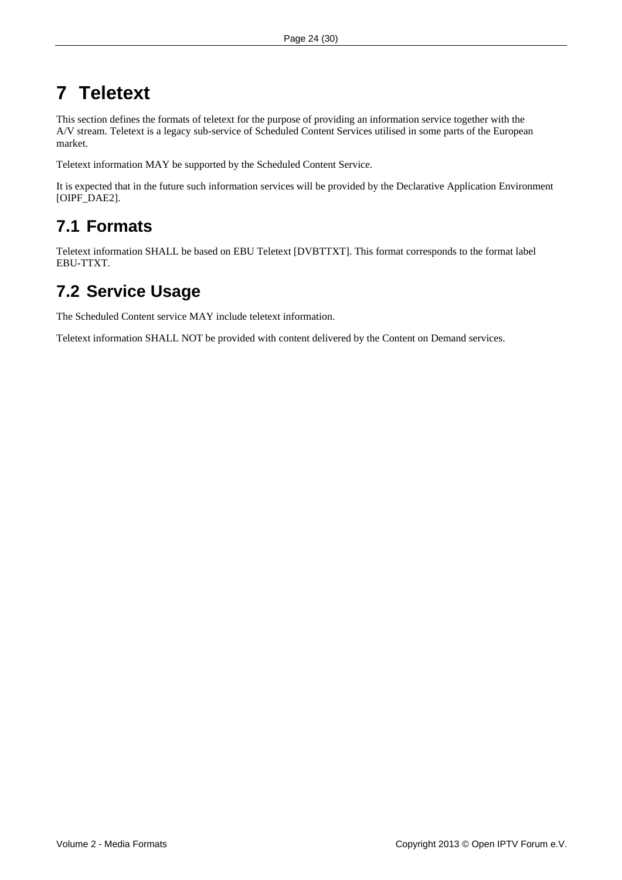# 7 Teletext

This section defines the formats of teletext for the purpose of providing an information service together with the A/V stream. Teletext is a legacy sub-service of Scheduled Content Services utilised in some parts of the European market.

Teletext information MAY be supported by the Scheduled Content Service.

It is expected that in the future such information services will be provided by the Declarative Application Environment [OIPF_DAE2].

## 7.1 Formats

Teletext information SHALL be based on EBU Teletext [DVBTTXT]. This format corresponds to the format label EBU-TTXT.

## 7.2 Service Usage

The Scheduled Content service MAY include teletext information.

Teletext information SHALL NOT be provided with content delivered by the Content on Demand services.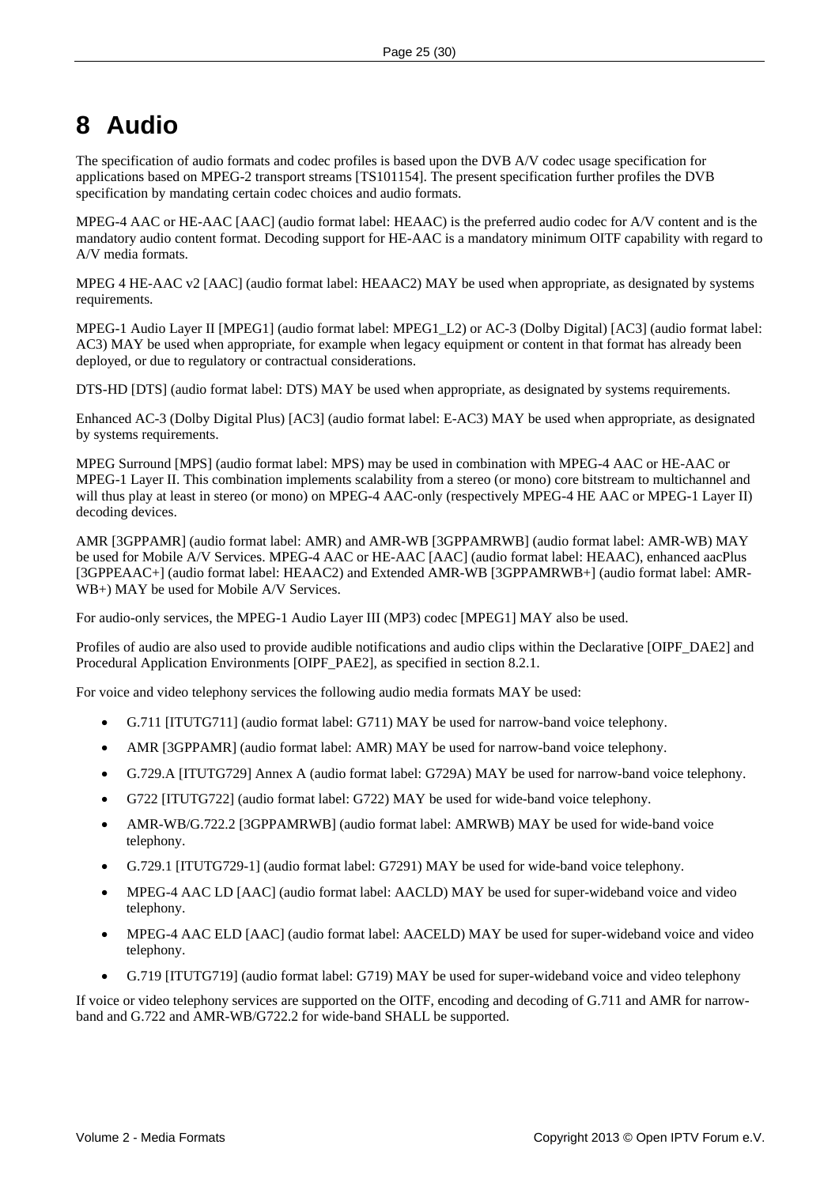# 8 Audio

The specification of audio formats and codec profiles is based upon the DVB A/V codec usage specification for applications based on MPEG-2 transport streams [TS101154]. The present specification further profiles the DVB specification by mandating certain codec choices and audio formats.

MPEG-4 AAC or HE-AAC [AAC] (audio format label: HEAAC) is the preferred audio codec for A/V content and is the mandatory audio content format. Decoding support for HE-AAC is a mandatory minimum OITF capability with regard to A/V media formats.

MPEG 4 HE-AAC v2 [AAC] (audio format label: HEAAC2) MAY be used when appropriate, as designated by systems requirements.

MPEG-1 Audio Layer II [MPEG1] (audio format label: MPEG1_L2) or AC-3 (Dolby Digital) [AC3] (audio format label: AC3) MAY be used when appropriate, for example when legacy equipment or content in that format has already been deployed, or due to regulatory or contractual considerations.

DTS-HD [DTS] (audio format label: DTS) MAY be used when appropriate, as designated by systems requirements.

Enhanced AC-3 (Dolby Digital Plus) [AC3] (audio format label: E-AC3) MAY be used when appropriate, as designated by systems requirements.

MPEG Surround [MPS] (audio format label: MPS) may be used in combination with MPEG-4 AAC or HE-AAC or MPEG-1 Layer II. This combination implements scalability from a stereo (or mono) core bitstream to multichannel and will thus play at least in stereo (or mono) on MPEG-4 AAC-only (respectively MPEG-4 HE AAC or MPEG-1 Layer II) decoding devices.

AMR [3GPPAMR] (audio format label: AMR) and AMR-WB [3GPPAMRWB] (audio format label: AMR-WB) MAY be used for Mobile A/V Services. MPEG-4 AAC or HE-AAC [AAC] (audio format label: HEAAC), enhanced aacPlus [3GPPEAAC+] (audio format label: HEAAC2) and Extended AMR-WB [3GPPAMRWB+] (audio format label: AMR-WB+) MAY be used for Mobile A/V Services.

For audio-only services, the MPEG-1 Audio Layer III (MP3) codec [MPEG1] MAY also be used.

Profiles of audio are also used to provide audible notifications and audio clips within the Declarative [OIPF_DAE2] and Procedural Application Environments [OIPF_PAE2], as specified in section 8.2.1.

For voice and video telephony services the following audio media formats MAY be used:

- G.711 [ITUTG711] (audio format label: G711) MAY be used for narrow-band voice telephony.
- AMR [3GPPAMR] (audio format label: AMR) MAY be used for narrow-band voice telephony.
- G.729.A [ITUTG729] Annex A (audio format label: G729A) MAY be used for narrow-band voice telephony.
- G722 [ITUTG722] (audio format label: G722) MAY be used for wide-band voice telephony.
- AMR-WB/G.722.2 [3GPPAMRWB] (audio format label: AMRWB) MAY be used for wide-band voice telephony.
- G.729.1 [ITUTG729-1] (audio format label: G7291) MAY be used for wide-band voice telephony.
- MPEG-4 AAC LD [AAC] (audio format label: AACLD) MAY be used for super-wideband voice and video telephony.
- MPEG-4 AAC ELD [AAC] (audio format label: AACELD) MAY be used for super-wideband voice and video telephony.
- G.719 [ITUTG719] (audio format label: G719) MAY be used for super-wideband voice and video telephony

If voice or video telephony services are supported on the OITF, encoding and decoding of G.711 and AMR for narrow-band and G.722 and AMR-WB/G722.2 for wide-band SHALL be supported.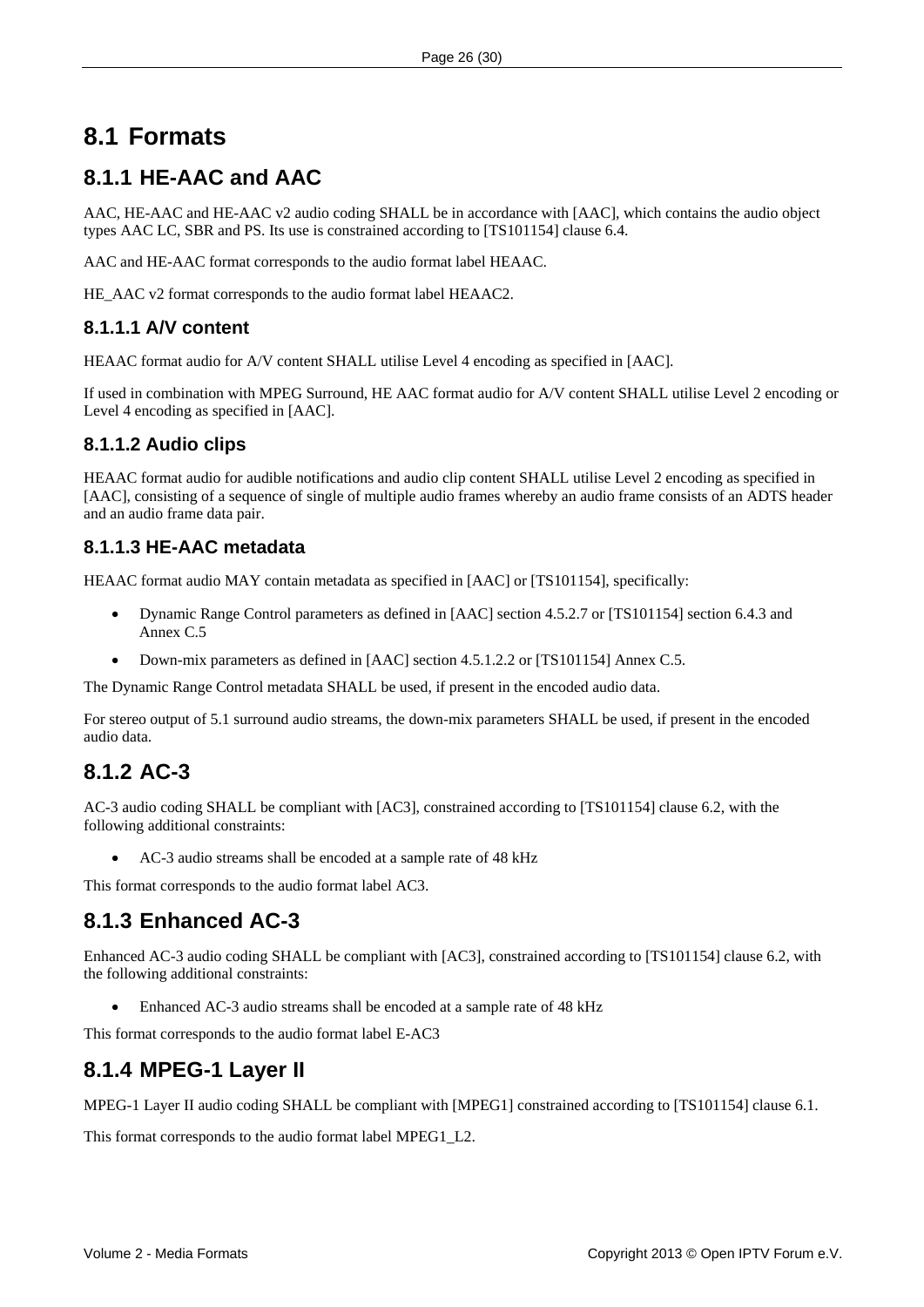## 8.1 Formats

### 8.1.1 HE-AAC and AAC

AAC, HE-AAC and HE-AAC v2 audio coding SHALL be in accordance with [AAC], which contains the audio object types AAC LC, SBR and PS. Its use is constrained according to [TS101154] clause 6.4.

AAC and HE-AAC format corresponds to the audio format label HEAAC.

HE_AAC v2 format corresponds to the audio format label HEAAC2.

#### 8.1.1.1 A/V content

HEAAC format audio for A/V content SHALL utilise Level 4 encoding as specified in [AAC].

If used in combination with MPEG Surround, HE AAC format audio for A/V content SHALL utilise Level 2 encoding or Level 4 encoding as specified in [AAC].

#### 8.1.1.2 Audio clips

HEAAC format audio for audible notifications and audio clip content SHALL utilise Level 2 encoding as specified in [AAC], consisting of a sequence of single of multiple audio frames whereby an audio frame consists of an ADTS header and an audio frame data pair.

#### 8.1.1.3 HE-AAC metadata

HEAAC format audio MAY contain metadata as specified in [AAC] or [TS101154], specifically:

- Dynamic Range Control parameters as defined in [AAC] section 4.5.2.7 or [TS101154] section 6.4.3 and Annex C.5
- Down-mix parameters as defined in [AAC] section 4.5.1.2.2 or [TS101154] Annex C.5.

The Dynamic Range Control metadata SHALL be used, if present in the encoded audio data.

For stereo output of 5.1 surround audio streams, the down-mix parameters SHALL be used, if present in the encoded audio data.

### 8.1.2 AC-3

AC-3 audio coding SHALL be compliant with [AC3], constrained according to [TS101154] clause 6.2, with the following additional constraints:

- AC-3 audio streams shall be encoded at a sample rate of 48 kHz

This format corresponds to the audio format label AC3.

### 8.1.3 Enhanced AC-3

Enhanced AC-3 audio coding SHALL be compliant with [AC3], constrained according to [TS101154] clause 6.2, with the following additional constraints:

- Enhanced AC-3 audio streams shall be encoded at a sample rate of 48 kHz

This format corresponds to the audio format label E-AC3

### 8.1.4 MPEG-1 Layer II

MPEG-1 Layer II audio coding SHALL be compliant with [MPEG1] constrained according to [TS101154] clause 6.1.

This format corresponds to the audio format label MPEG1_L2.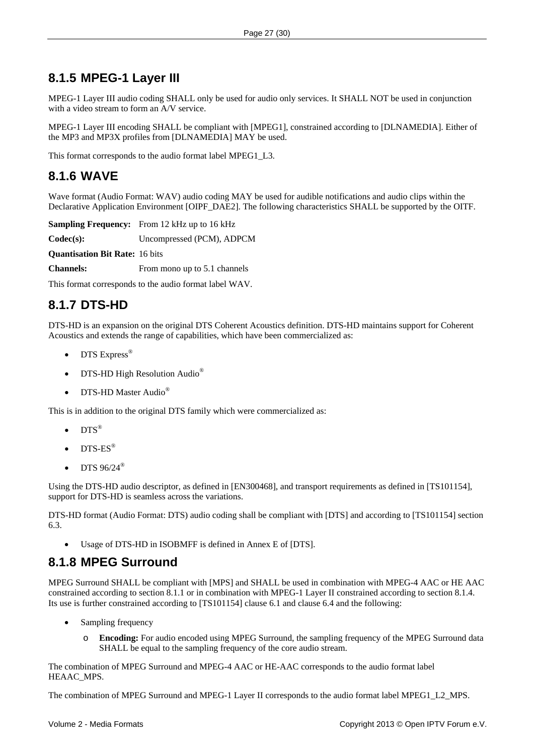### 8.1.5 MPEG-1 Layer III

MPEG-1 Layer III audio coding SHALL only be used for audio only services. It SHALL NOT be used in conjunction with a video stream to form an A/V service.

MPEG-1 Layer III encoding SHALL be compliant with [MPEG1], constrained according to [DLNAMEDIA]. Either of the MP3 and MP3X profiles from [DLNAMEDIA] MAY be used.

This format corresponds to the audio format label MPEG1_L3.

### 8.1.6 WAVE

Wave format (Audio Format: WAV) audio coding MAY be used for audible notifications and audio clips within the Declarative Application Environment [OIPF_DAE2]. The following characteristics SHALL be supported by the OITF.

**Sampling Frequency:** From 12 kHz up to 16 kHz

**Codec(s):** Uncompressed (PCM), ADPCM

**Quantisation Bit Rate:** 16 bits

**Channels:** From mono up to 5.1 channels

This format corresponds to the audio format label WAV.

### 8.1.7 DTS-HD

DTS-HD is an expansion on the original DTS Coherent Acoustics definition. DTS-HD maintains support for Coherent Acoustics and extends the range of capabilities, which have been commercialized as:

- DTS Express®
- DTS-HD High Resolution Audio®
- DTS-HD Master Audio®

This is in addition to the original DTS family which were commercialized as:

- DTS®
- DTS-ES®
- DTS 96/24®

Using the DTS-HD audio descriptor, as defined in [EN300468], and transport requirements as defined in [TS101154], support for DTS-HD is seamless across the variations.

DTS-HD format (Audio Format: DTS) audio coding shall be compliant with [DTS] and according to [TS101154] section 6.3.

- Usage of DTS-HD in ISOBMFF is defined in Annex E of [DTS].

### 8.1.8 MPEG Surround

MPEG Surround SHALL be compliant with [MPS] and SHALL be used in combination with MPEG-4 AAC or HE AAC constrained according to section 8.1.1 or in combination with MPEG-1 Layer II constrained according to section 8.1.4. Its use is further constrained according to [TS101154] clause 6.1 and clause 6.4 and the following:

- Sampling frequency
  - **Encoding:** For audio encoded using MPEG Surround, the sampling frequency of the MPEG Surround data SHALL be equal to the sampling frequency of the core audio stream.

The combination of MPEG Surround and MPEG-4 AAC or HE-AAC corresponds to the audio format label HEAAC_MPS.

The combination of MPEG Surround and MPEG-1 Layer II corresponds to the audio format label MPEG1_L2_MPS.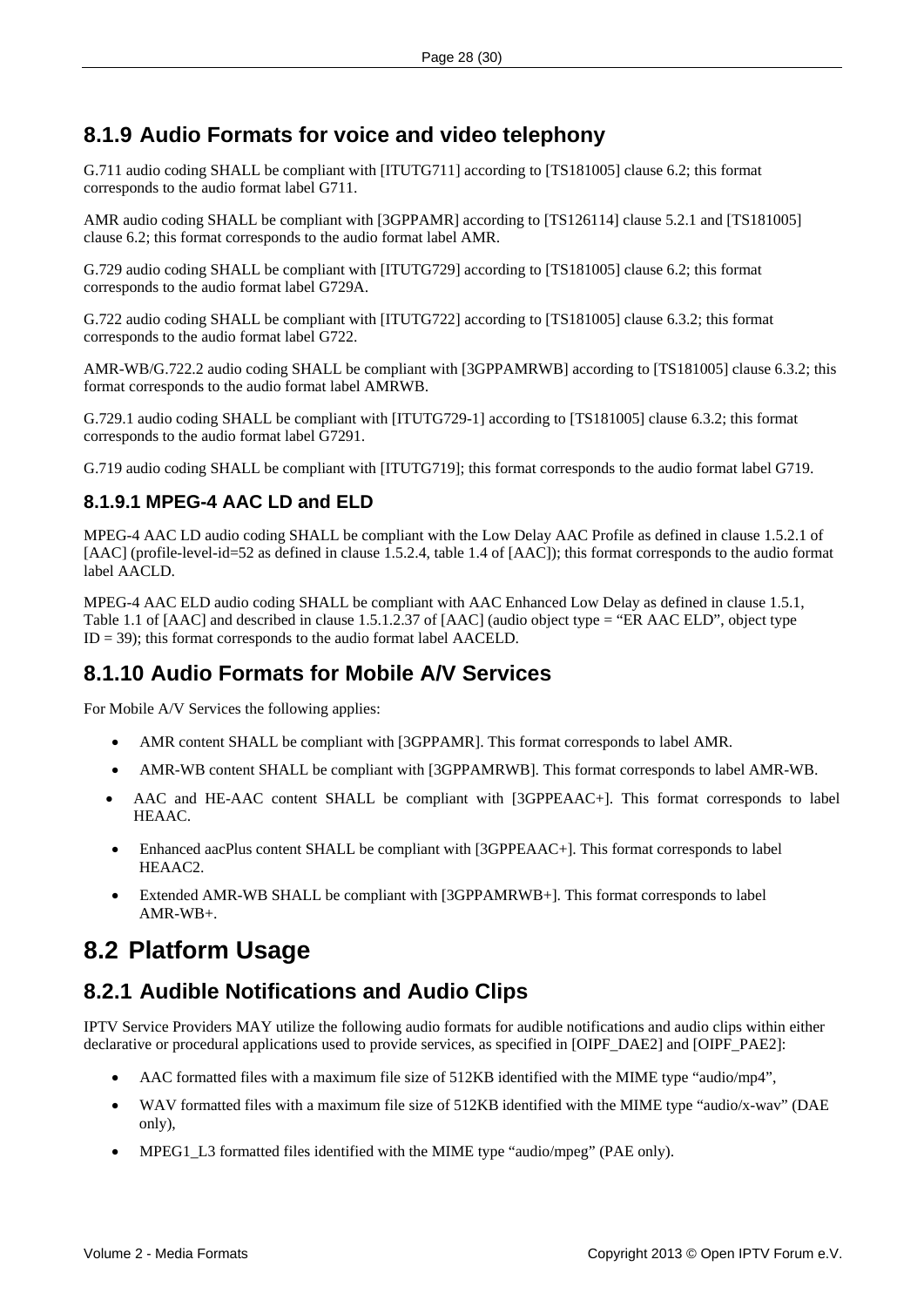### 8.1.9 Audio Formats for voice and video telephony

G.711 audio coding SHALL be compliant with [ITUTG711] according to [TS181005] clause 6.2; this format corresponds to the audio format label G711.

AMR audio coding SHALL be compliant with [3GPPAMR] according to [TS126114] clause 5.2.1 and [TS181005] clause 6.2; this format corresponds to the audio format label AMR.

G.729 audio coding SHALL be compliant with [ITUTG729] according to [TS181005] clause 6.2; this format corresponds to the audio format label G729A.

G.722 audio coding SHALL be compliant with [ITUTG722] according to [TS181005] clause 6.3.2; this format corresponds to the audio format label G722.

AMR-WB/G.722.2 audio coding SHALL be compliant with [3GPPAMRWB] according to [TS181005] clause 6.3.2; this format corresponds to the audio format label AMRWB.

G.729.1 audio coding SHALL be compliant with [ITUTG729-1] according to [TS181005] clause 6.3.2; this format corresponds to the audio format label G7291.

G.719 audio coding SHALL be compliant with [ITUTG719]; this format corresponds to the audio format label G719.

#### 8.1.9.1 MPEG-4 AAC LD and ELD

MPEG-4 AAC LD audio coding SHALL be compliant with the Low Delay AAC Profile as defined in clause 1.5.2.1 of [AAC] (profile-level-id=52 as defined in clause 1.5.2.4, table 1.4 of [AAC]); this format corresponds to the audio format label AACLD.

MPEG-4 AAC ELD audio coding SHALL be compliant with AAC Enhanced Low Delay as defined in clause 1.5.1, Table 1.1 of [AAC] and described in clause 1.5.1.2.37 of [AAC] (audio object type = "ER AAC ELD", object type ID = 39); this format corresponds to the audio format label AACELD.

### 8.1.10 Audio Formats for Mobile A/V Services

For Mobile A/V Services the following applies:

- AMR content SHALL be compliant with [3GPPAMR]. This format corresponds to label AMR.
- AMR-WB content SHALL be compliant with [3GPPAMRWB]. This format corresponds to label AMR-WB.
- AAC and HE-AAC content SHALL be compliant with [3GPPEAAC+]. This format corresponds to label HEAAC.
- Enhanced aacPlus content SHALL be compliant with [3GPPEAAC+]. This format corresponds to label HEAAC2.
- Extended AMR-WB SHALL be compliant with [3GPPAMRWB+]. This format corresponds to label AMR-WB+.

## 8.2 Platform Usage

### 8.2.1 Audible Notifications and Audio Clips

IPTV Service Providers MAY utilize the following audio formats for audible notifications and audio clips within either declarative or procedural applications used to provide services, as specified in [OIPF_DAE2] and [OIPF_PAE2]:

- AAC formatted files with a maximum file size of 512KB identified with the MIME type "audio/mp4",
- WAV formatted files with a maximum file size of 512KB identified with the MIME type "audio/x-wav" (DAE only),
- MPEG1_L3 formatted files identified with the MIME type "audio/mpeg" (PAE only).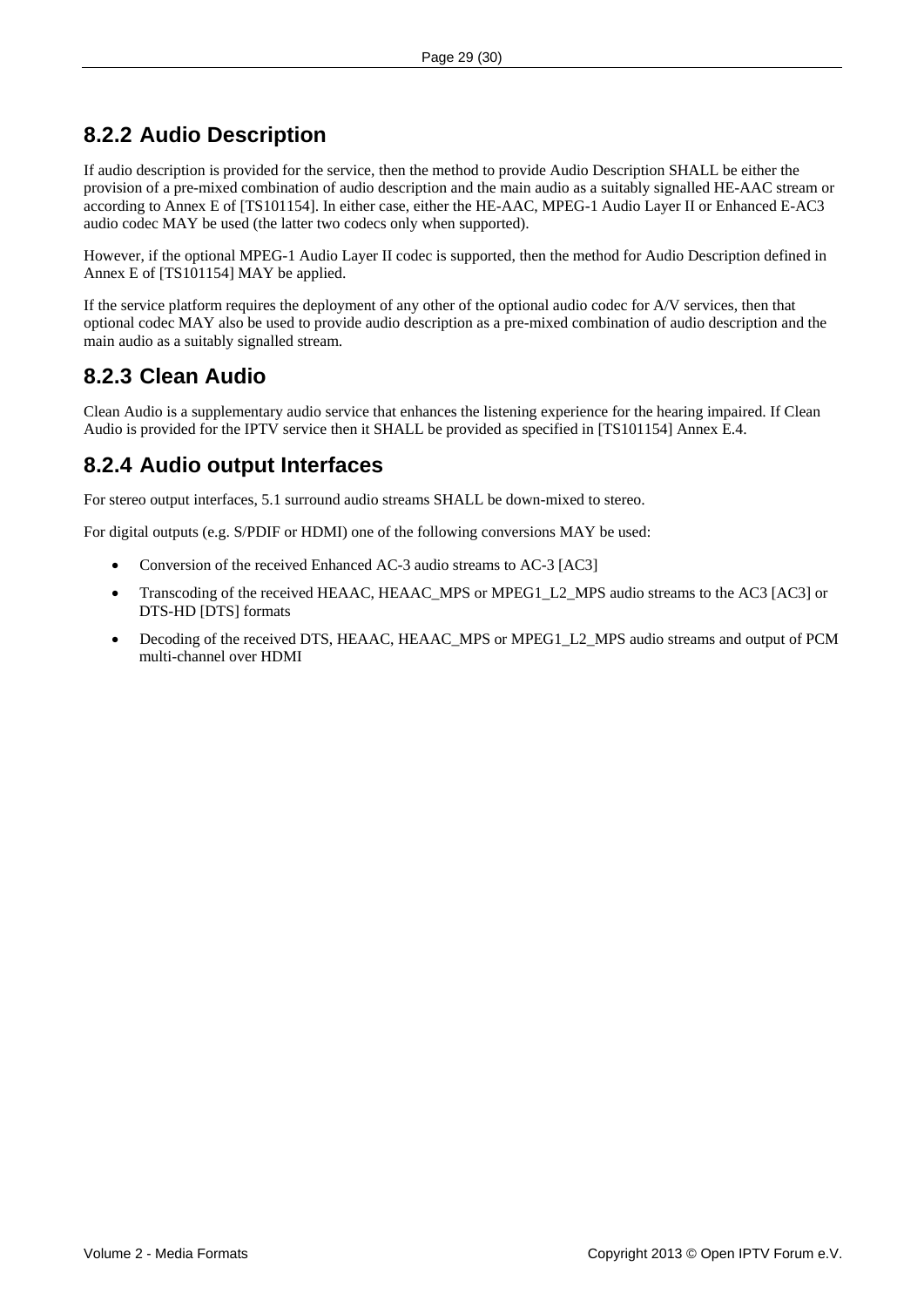### 8.2.2 Audio Description

If audio description is provided for the service, then the method to provide Audio Description SHALL be either the provision of a pre-mixed combination of audio description and the main audio as a suitably signalled HE-AAC stream or according to Annex E of [TS101154]. In either case, either the HE-AAC, MPEG-1 Audio Layer II or Enhanced E-AC3 audio codec MAY be used (the latter two codecs only when supported).

However, if the optional MPEG-1 Audio Layer II codec is supported, then the method for Audio Description defined in Annex E of [TS101154] MAY be applied.

If the service platform requires the deployment of any other of the optional audio codec for A/V services, then that optional codec MAY also be used to provide audio description as a pre-mixed combination of audio description and the main audio as a suitably signalled stream.

### 8.2.3 Clean Audio

Clean Audio is a supplementary audio service that enhances the listening experience for the hearing impaired. If Clean Audio is provided for the IPTV service then it SHALL be provided as specified in [TS101154] Annex E.4.

### 8.2.4 Audio output Interfaces

For stereo output interfaces, 5.1 surround audio streams SHALL be down-mixed to stereo.

For digital outputs (e.g. S/PDIF or HDMI) one of the following conversions MAY be used:

- Conversion of the received Enhanced AC-3 audio streams to AC-3 [AC3]
- Transcoding of the received HEAAC, HEAAC_MPS or MPEG1_L2_MPS audio streams to the AC3 [AC3] or DTS-HD [DTS] formats
- Decoding of the received DTS, HEAAC, HEAAC_MPS or MPEG1_L2_MPS audio streams and output of PCM multi-channel over HDMI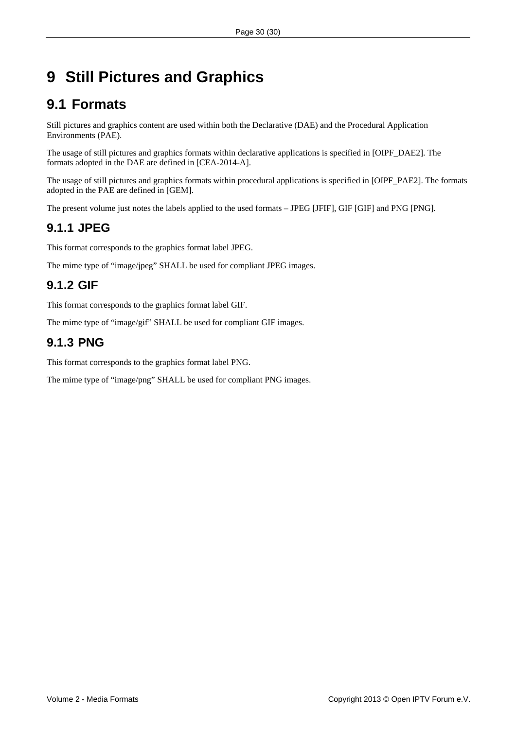# 9 Still Pictures and Graphics

## 9.1 Formats

Still pictures and graphics content are used within both the Declarative (DAE) and the Procedural Application Environments (PAE).

The usage of still pictures and graphics formats within declarative applications is specified in [OIPF_DAE2]. The formats adopted in the DAE are defined in [CEA-2014-A].

The usage of still pictures and graphics formats within procedural applications is specified in [OIPF_PAE2]. The formats adopted in the PAE are defined in [GEM].

The present volume just notes the labels applied to the used formats – JPEG [JFIF], GIF [GIF] and PNG [PNG].

### 9.1.1 JPEG

This format corresponds to the graphics format label JPEG.

The mime type of “image/jpeg” SHALL be used for compliant JPEG images.

### 9.1.2 GIF

This format corresponds to the graphics format label GIF.

The mime type of “image/gif” SHALL be used for compliant GIF images.

### 9.1.3 PNG

This format corresponds to the graphics format label PNG.

The mime type of “image/png” SHALL be used for compliant PNG images.